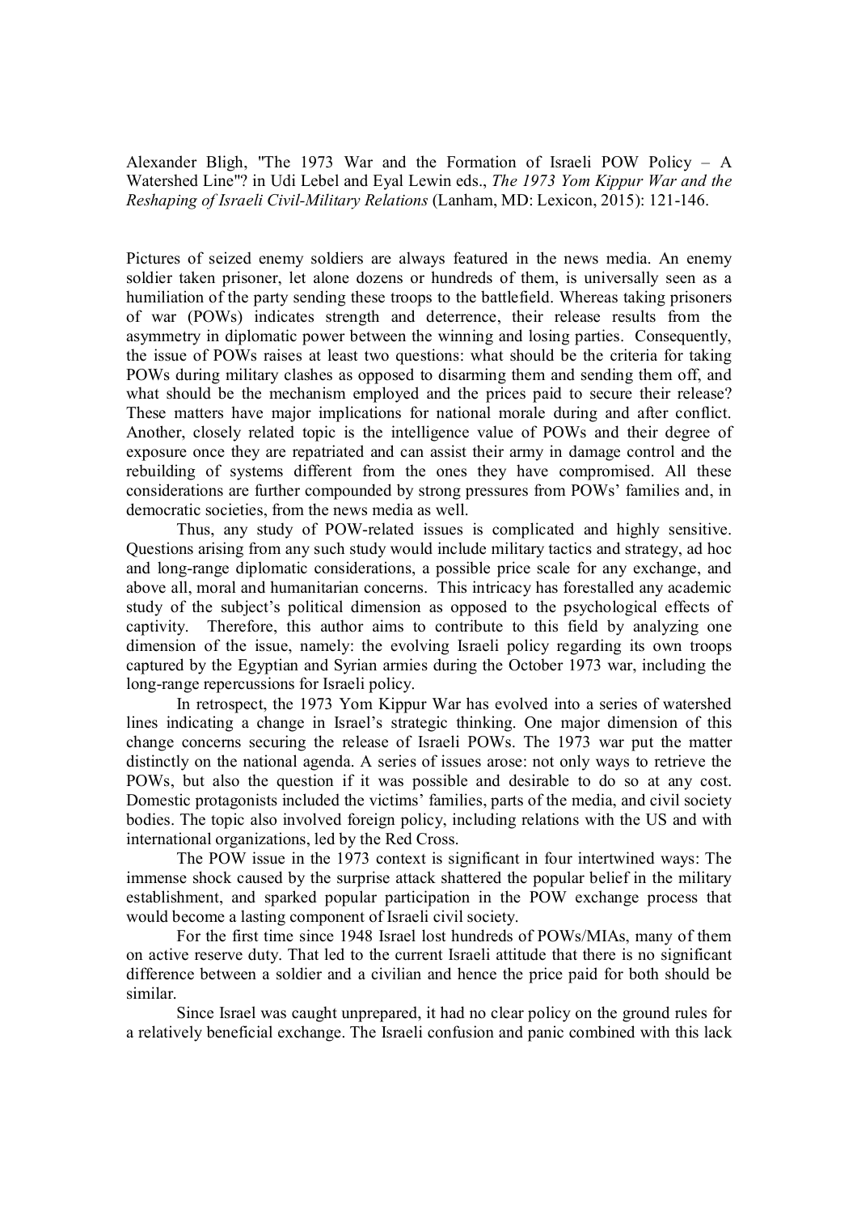Alexander Bligh, "The 1973 War and the Formation of Israeli POW Policy – A Watershed Line"? in Udi Lebel and Eyal Lewin eds., *The 1973 Yom Kippur War and the Reshaping of Israeli Civil-Military Relations* (Lanham, MD: Lexicon, 2015): 121-146.

Pictures of seized enemy soldiers are always featured in the news media. An enemy soldier taken prisoner, let alone dozens or hundreds of them, is universally seen as a humiliation of the party sending these troops to the battlefield. Whereas taking prisoners of war (POWs) indicates strength and deterrence, their release results from the asymmetry in diplomatic power between the winning and losing parties. Consequently, the issue of POWs raises at least two questions: what should be the criteria for taking POWs during military clashes as opposed to disarming them and sending them off, and what should be the mechanism employed and the prices paid to secure their release? These matters have major implications for national morale during and after conflict. Another, closely related topic is the intelligence value of POWs and their degree of exposure once they are repatriated and can assist their army in damage control and the rebuilding of systems different from the ones they have compromised. All these considerations are further compounded by strong pressures from POWs' families and, in democratic societies, from the news media as well.

Thus, any study of POW-related issues is complicated and highly sensitive. Questions arising from any such study would include military tactics and strategy, ad hoc and long-range diplomatic considerations, a possible price scale for any exchange, and above all, moral and humanitarian concerns. This intricacy has forestalled any academic study of the subject's political dimension as opposed to the psychological effects of captivity. Therefore, this author aims to contribute to this field by analyzing one dimension of the issue, namely: the evolving Israeli policy regarding its own troops captured by the Egyptian and Syrian armies during the October 1973 war, including the long-range repercussions for Israeli policy.

In retrospect, the 1973 Yom Kippur War has evolved into a series of watershed lines indicating a change in Israel's strategic thinking. One major dimension of this change concerns securing the release of Israeli POWs. The 1973 war put the matter distinctly on the national agenda. A series of issues arose: not only ways to retrieve the POWs, but also the question if it was possible and desirable to do so at any cost. Domestic protagonists included the victims' families, parts of the media, and civil society bodies. The topic also involved foreign policy, including relations with the US and with international organizations, led by the Red Cross.

The POW issue in the 1973 context is significant in four intertwined ways: The immense shock caused by the surprise attack shattered the popular belief in the military establishment, and sparked popular participation in the POW exchange process that would become a lasting component of Israeli civil society.

For the first time since 1948 Israel lost hundreds of POWs/MIAs, many of them on active reserve duty. That led to the current Israeli attitude that there is no significant difference between a soldier and a civilian and hence the price paid for both should be similar.

Since Israel was caught unprepared, it had no clear policy on the ground rules for a relatively beneficial exchange. The Israeli confusion and panic combined with this lack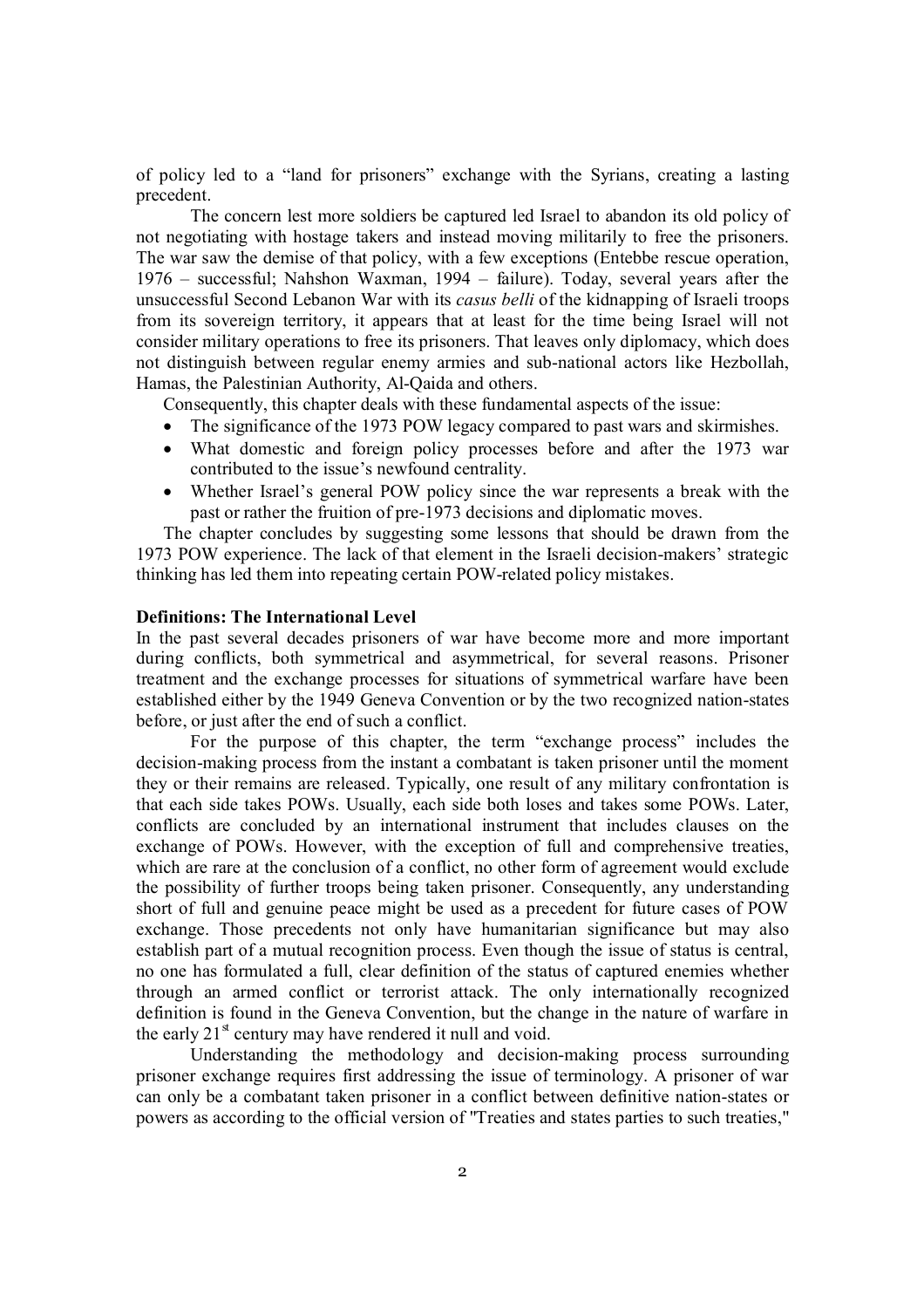of policy led to a "land for prisoners" exchange with the Syrians, creating a lasting precedent.

The concern lest more soldiers be captured led Israel to abandon its old policy of not negotiating with hostage takers and instead moving militarily to free the prisoners. The war saw the demise of that policy, with a few exceptions (Entebbe rescue operation, 1976 – successful; Nahshon Waxman, 1994 – failure). Today, several years after the unsuccessful Second Lebanon War with its *casus belli* of the kidnapping of Israeli troops from its sovereign territory, it appears that at least for the time being Israel will not consider military operations to free its prisoners. That leaves only diplomacy, which does not distinguish between regular enemy armies and sub-national actors like Hezbollah, Hamas, the Palestinian Authority, Al-Qaida and others.

Consequently, this chapter deals with these fundamental aspects of the issue:

- The significance of the 1973 POW legacy compared to past wars and skirmishes.
- What domestic and foreign policy processes before and after the 1973 war contributed to the issue's newfound centrality.
- Whether Israel's general POW policy since the war represents a break with the past or rather the fruition of pre-1973 decisions and diplomatic moves.

The chapter concludes by suggesting some lessons that should be drawn from the 1973 POW experience. The lack of that element in the Israeli decision-makers' strategic thinking has led them into repeating certain POW-related policy mistakes.

**Definitions: The International Level**

In the past several decades prisoners of war have become more and more important during conflicts, both symmetrical and asymmetrical, for several reasons. Prisoner treatment and the exchange processes for situations of symmetrical warfare have been established either by the 1949 Geneva Convention or by the two recognized nation-states before, or just after the end of such a conflict.

For the purpose of this chapter, the term "exchange process" includes the decision-making process from the instant a combatant is taken prisoner until the moment they or their remains are released. Typically, one result of any military confrontation is that each side takes POWs. Usually, each side both loses and takes some POWs. Later, conflicts are concluded by an international instrument that includes clauses on the exchange of POWs. However, with the exception of full and comprehensive treaties, which are rare at the conclusion of a conflict, no other form of agreement would exclude the possibility of further troops being taken prisoner. Consequently, any understanding short of full and genuine peace might be used as a precedent for future cases of POW exchange. Those precedents not only have humanitarian significance but may also establish part of a mutual recognition process. Even though the issue of status is central, no one has formulated a full, clear definition of the status of captured enemies whether through an armed conflict or terrorist attack. The only internationally recognized definition is found in the Geneva Convention, but the change in the nature of warfare in the early 21st century may have rendered it null and void.

Understanding the methodology and decision-making process surrounding prisoner exchange requires first addressing the issue of terminology. A prisoner of war can only be a combatant taken prisoner in a conflict between definitive nation-states or powers as according to the official version of "Treaties and states parties to such treaties,"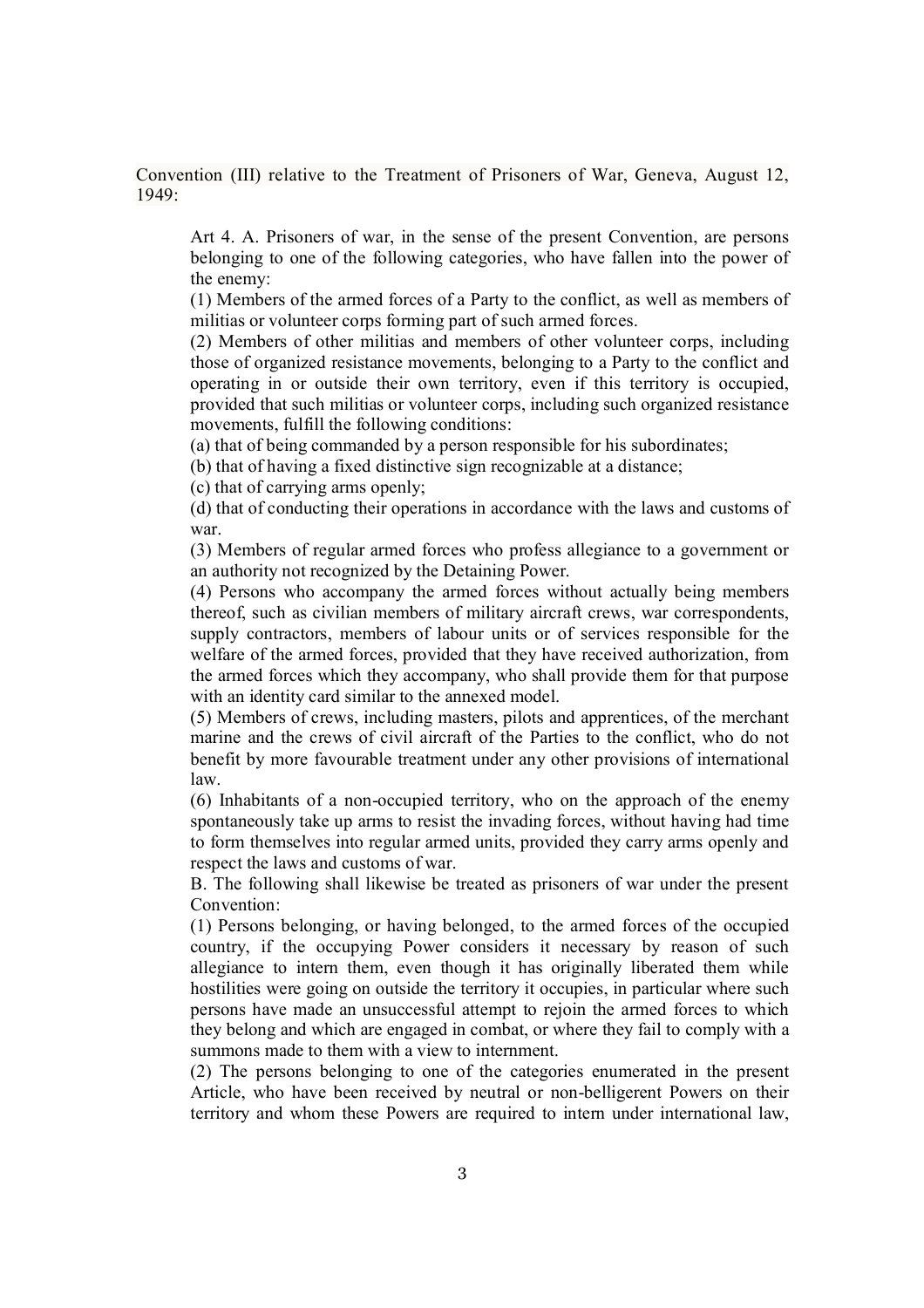Convention (III) relative to the Treatment of Prisoners of War, Geneva, August 12, 1949:

> Art 4. A. Prisoners of war, in the sense of the present Convention, are persons belonging to one of the following categories, who have fallen into the power of the enemy:
>
> (1) Members of the armed forces of a Party to the conflict, as well as members of militias or volunteer corps forming part of such armed forces.
>
> (2) Members of other militias and members of other volunteer corps, including those of organized resistance movements, belonging to a Party to the conflict and operating in or outside their own territory, even if this territory is occupied, provided that such militias or volunteer corps, including such organized resistance movements, fulfill the following conditions:
>
> (a) that of being commanded by a person responsible for his subordinates;
>
> (b) that of having a fixed distinctive sign recognizable at a distance;
>
> (c) that of carrying arms openly;
>
> (d) that of conducting their operations in accordance with the laws and customs of war.
>
> (3) Members of regular armed forces who profess allegiance to a government or an authority not recognized by the Detaining Power.
>
> (4) Persons who accompany the armed forces without actually being members thereof, such as civilian members of military aircraft crews, war correspondents, supply contractors, members of labour units or of services responsible for the welfare of the armed forces, provided that they have received authorization, from the armed forces which they accompany, who shall provide them for that purpose with an identity card similar to the annexed model.
>
> (5) Members of crews, including masters, pilots and apprentices, of the merchant marine and the crews of civil aircraft of the Parties to the conflict, who do not benefit by more favourable treatment under any other provisions of international law.
>
> (6) Inhabitants of a non-occupied territory, who on the approach of the enemy spontaneously take up arms to resist the invading forces, without having had time to form themselves into regular armed units, provided they carry arms openly and respect the laws and customs of war.
>
> B. The following shall likewise be treated as prisoners of war under the present Convention:
>
> (1) Persons belonging, or having belonged, to the armed forces of the occupied country, if the occupying Power considers it necessary by reason of such allegiance to intern them, even though it has originally liberated them while hostilities were going on outside the territory it occupies, in particular where such persons have made an unsuccessful attempt to rejoin the armed forces to which they belong and which are engaged in combat, or where they fail to comply with a summons made to them with a view to internment.
>
> (2) The persons belonging to one of the categories enumerated in the present Article, who have been received by neutral or non-belligerent Powers on their territory and whom these Powers are required to intern under international law,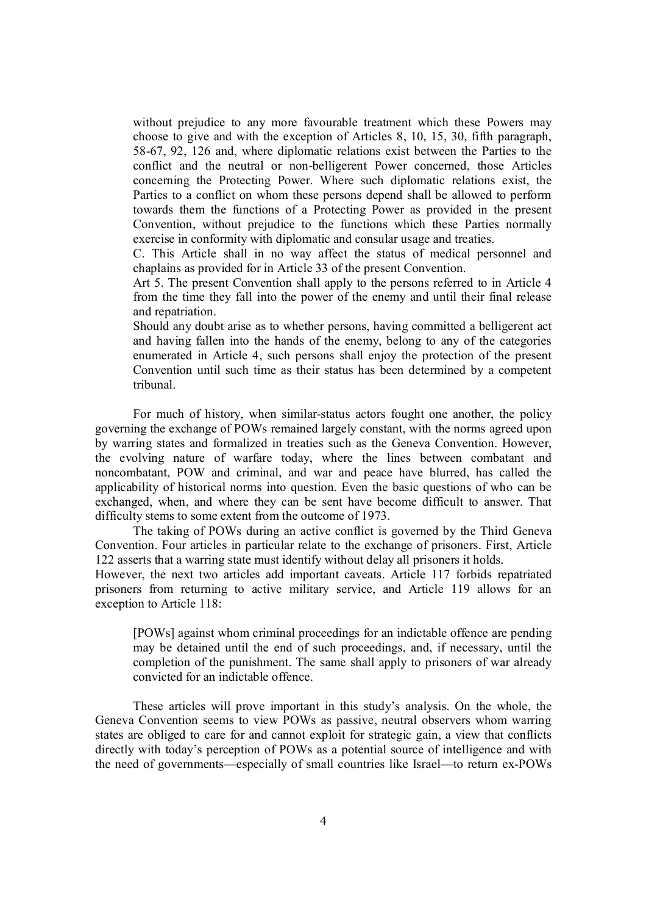> without prejudice to any more favourable treatment which these Powers may choose to give and with the exception of Articles 8, 10, 15, 30, fifth paragraph, 58-67, 92, 126 and, where diplomatic relations exist between the Parties to the conflict and the neutral or non-belligerent Power concerned, those Articles concerning the Protecting Power. Where such diplomatic relations exist, the Parties to a conflict on whom these persons depend shall be allowed to perform towards them the functions of a Protecting Power as provided in the present Convention, without prejudice to the functions which these Parties normally exercise in conformity with diplomatic and consular usage and treaties.
>
> C. This Article shall in no way affect the status of medical personnel and chaplains as provided for in Article 33 of the present Convention.
>
> Art 5. The present Convention shall apply to the persons referred to in Article 4 from the time they fall into the power of the enemy and until their final release and repatriation.
>
> Should any doubt arise as to whether persons, having committed a belligerent act and having fallen into the hands of the enemy, belong to any of the categories enumerated in Article 4, such persons shall enjoy the protection of the present Convention until such time as their status has been determined by a competent tribunal.

For much of history, when similar-status actors fought one another, the policy governing the exchange of POWs remained largely constant, with the norms agreed upon by warring states and formalized in treaties such as the Geneva Convention. However, the evolving nature of warfare today, where the lines between combatant and noncombatant, POW and criminal, and war and peace have blurred, has called the applicability of historical norms into question. Even the basic questions of who can be exchanged, when, and where they can be sent have become difficult to answer. That difficulty stems to some extent from the outcome of 1973.

The taking of POWs during an active conflict is governed by the Third Geneva Convention. Four articles in particular relate to the exchange of prisoners. First, Article 122 asserts that a warring state must identify without delay all prisoners it holds. However, the next two articles add important caveats. Article 117 forbids repatriated prisoners from returning to active military service, and Article 119 allows for an exception to Article 118:

> [POWs] against whom criminal proceedings for an indictable offence are pending may be detained until the end of such proceedings, and, if necessary, until the completion of the punishment. The same shall apply to prisoners of war already convicted for an indictable offence.

These articles will prove important in this study's analysis. On the whole, the Geneva Convention seems to view POWs as passive, neutral observers whom warring states are obliged to care for and cannot exploit for strategic gain, a view that conflicts directly with today's perception of POWs as a potential source of intelligence and with the need of governments—especially of small countries like Israel—to return ex-POWs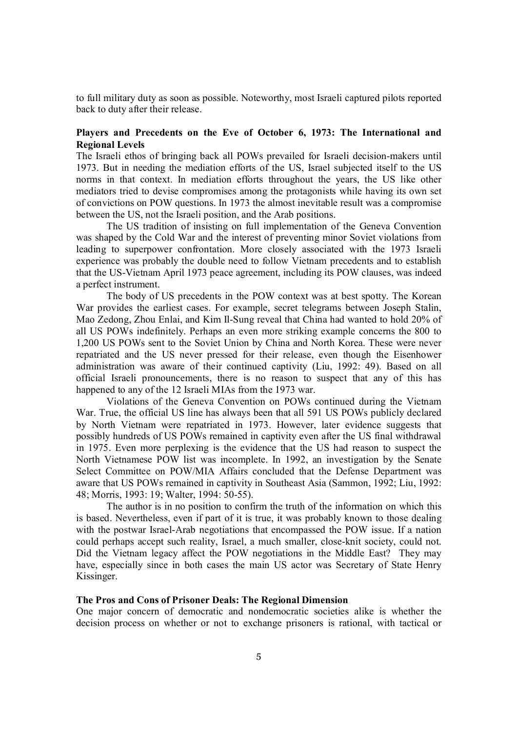to full military duty as soon as possible. Noteworthy, most Israeli captured pilots reported back to duty after their release.

**Players and Precedents on the Eve of October 6, 1973: The International and Regional Levels**

The Israeli ethos of bringing back all POWs prevailed for Israeli decision-makers until 1973. But in needing the mediation efforts of the US, Israel subjected itself to the US norms in that context. In mediation efforts throughout the years, the US like other mediators tried to devise compromises among the protagonists while having its own set of convictions on POW questions. In 1973 the almost inevitable result was a compromise between the US, not the Israeli position, and the Arab positions.

The US tradition of insisting on full implementation of the Geneva Convention was shaped by the Cold War and the interest of preventing minor Soviet violations from leading to superpower confrontation. More closely associated with the 1973 Israeli experience was probably the double need to follow Vietnam precedents and to establish that the US-Vietnam April 1973 peace agreement, including its POW clauses, was indeed a perfect instrument.

The body of US precedents in the POW context was at best spotty. The Korean War provides the earliest cases. For example, secret telegrams between Joseph Stalin, Mao Zedong, Zhou Enlai, and Kim Il-Sung reveal that China had wanted to hold 20% of all US POWs indefinitely. Perhaps an even more striking example concerns the 800 to 1,200 US POWs sent to the Soviet Union by China and North Korea. These were never repatriated and the US never pressed for their release, even though the Eisenhower administration was aware of their continued captivity (Liu, 1992: 49). Based on all official Israeli pronouncements, there is no reason to suspect that any of this has happened to any of the 12 Israeli MIAs from the 1973 war.

Violations of the Geneva Convention on POWs continued during the Vietnam War. True, the official US line has always been that all 591 US POWs publicly declared by North Vietnam were repatriated in 1973. However, later evidence suggests that possibly hundreds of US POWs remained in captivity even after the US final withdrawal in 1975. Even more perplexing is the evidence that the US had reason to suspect the North Vietnamese POW list was incomplete. In 1992, an investigation by the Senate Select Committee on POW/MIA Affairs concluded that the Defense Department was aware that US POWs remained in captivity in Southeast Asia (Sammon, 1992; Liu, 1992: 48; Morris, 1993: 19; Walter, 1994: 50-55).

The author is in no position to confirm the truth of the information on which this is based. Nevertheless, even if part of it is true, it was probably known to those dealing with the postwar Israel-Arab negotiations that encompassed the POW issue. If a nation could perhaps accept such reality, Israel, a much smaller, close-knit society, could not. Did the Vietnam legacy affect the POW negotiations in the Middle East? They may have, especially since in both cases the main US actor was Secretary of State Henry Kissinger.

**The Pros and Cons of Prisoner Deals: The Regional Dimension**

One major concern of democratic and nondemocratic societies alike is whether the decision process on whether or not to exchange prisoners is rational, with tactical or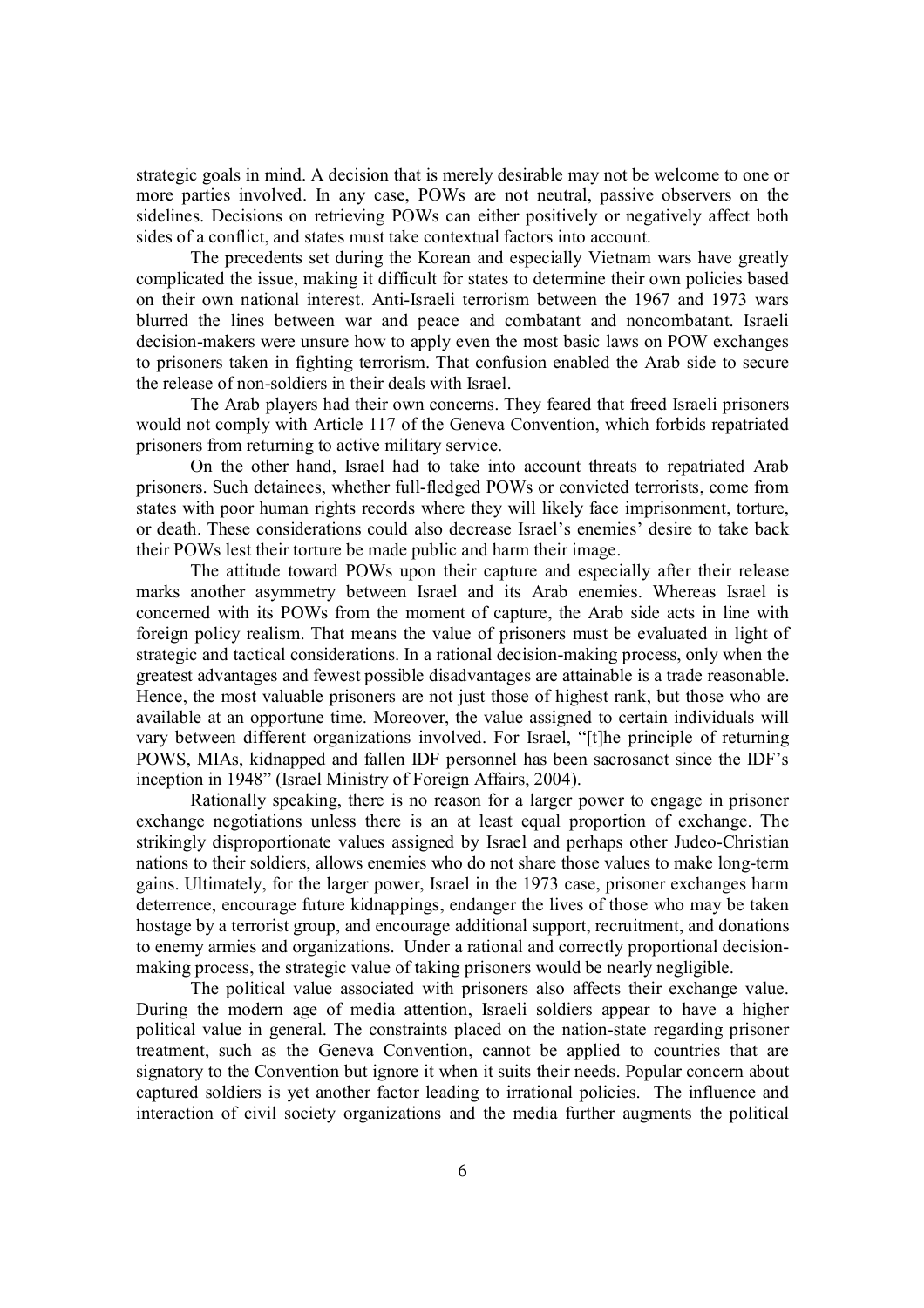strategic goals in mind. A decision that is merely desirable may not be welcome to one or more parties involved. In any case, POWs are not neutral, passive observers on the sidelines. Decisions on retrieving POWs can either positively or negatively affect both sides of a conflict, and states must take contextual factors into account.

The precedents set during the Korean and especially Vietnam wars have greatly complicated the issue, making it difficult for states to determine their own policies based on their own national interest. Anti-Israeli terrorism between the 1967 and 1973 wars blurred the lines between war and peace and combatant and noncombatant. Israeli decision-makers were unsure how to apply even the most basic laws on POW exchanges to prisoners taken in fighting terrorism. That confusion enabled the Arab side to secure the release of non-soldiers in their deals with Israel.

The Arab players had their own concerns. They feared that freed Israeli prisoners would not comply with Article 117 of the Geneva Convention, which forbids repatriated prisoners from returning to active military service.

On the other hand, Israel had to take into account threats to repatriated Arab prisoners. Such detainees, whether full-fledged POWs or convicted terrorists, come from states with poor human rights records where they will likely face imprisonment, torture, or death. These considerations could also decrease Israel's enemies' desire to take back their POWs lest their torture be made public and harm their image.

The attitude toward POWs upon their capture and especially after their release marks another asymmetry between Israel and its Arab enemies. Whereas Israel is concerned with its POWs from the moment of capture, the Arab side acts in line with foreign policy realism. That means the value of prisoners must be evaluated in light of strategic and tactical considerations. In a rational decision-making process, only when the greatest advantages and fewest possible disadvantages are attainable is a trade reasonable. Hence, the most valuable prisoners are not just those of highest rank, but those who are available at an opportune time. Moreover, the value assigned to certain individuals will vary between different organizations involved. For Israel, "[t]he principle of returning POWS, MIAs, kidnapped and fallen IDF personnel has been sacrosanct since the IDF's inception in 1948" (Israel Ministry of Foreign Affairs, 2004).

Rationally speaking, there is no reason for a larger power to engage in prisoner exchange negotiations unless there is an at least equal proportion of exchange. The strikingly disproportionate values assigned by Israel and perhaps other Judeo-Christian nations to their soldiers, allows enemies who do not share those values to make long-term gains. Ultimately, for the larger power, Israel in the 1973 case, prisoner exchanges harm deterrence, encourage future kidnappings, endanger the lives of those who may be taken hostage by a terrorist group, and encourage additional support, recruitment, and donations to enemy armies and organizations. Under a rational and correctly proportional decision-making process, the strategic value of taking prisoners would be nearly negligible.

The political value associated with prisoners also affects their exchange value. During the modern age of media attention, Israeli soldiers appear to have a higher political value in general. The constraints placed on the nation-state regarding prisoner treatment, such as the Geneva Convention, cannot be applied to countries that are signatory to the Convention but ignore it when it suits their needs. Popular concern about captured soldiers is yet another factor leading to irrational policies. The influence and interaction of civil society organizations and the media further augments the political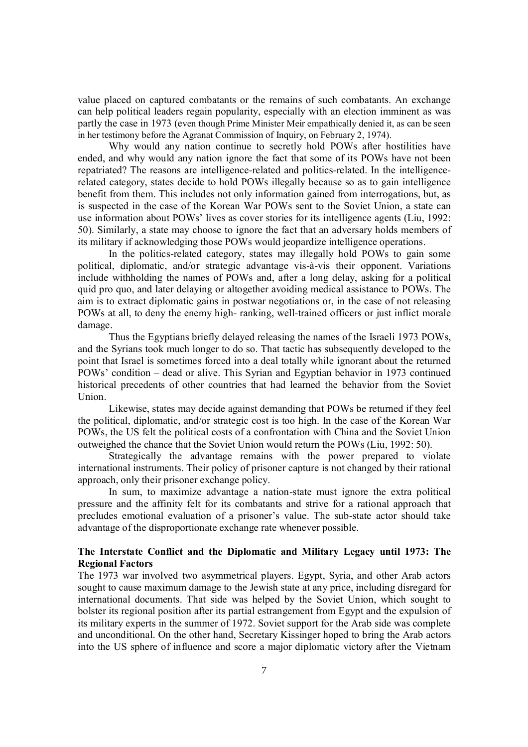value placed on captured combatants or the remains of such combatants. An exchange can help political leaders regain popularity, especially with an election imminent as was partly the case in 1973 (even though Prime Minister Meir empathically denied it, as can be seen in her testimony before the Agranat Commission of Inquiry, on February 2, 1974).

Why would any nation continue to secretly hold POWs after hostilities have ended, and why would any nation ignore the fact that some of its POWs have not been repatriated? The reasons are intelligence-related and politics-related. In the intelligence-related category, states decide to hold POWs illegally because so as to gain intelligence benefit from them. This includes not only information gained from interrogations, but, as is suspected in the case of the Korean War POWs sent to the Soviet Union, a state can use information about POWs' lives as cover stories for its intelligence agents (Liu, 1992: 50). Similarly, a state may choose to ignore the fact that an adversary holds members of its military if acknowledging those POWs would jeopardize intelligence operations.

In the politics-related category, states may illegally hold POWs to gain some political, diplomatic, and/or strategic advantage vis-à-vis their opponent. Variations include withholding the names of POWs and, after a long delay, asking for a political quid pro quo, and later delaying or altogether avoiding medical assistance to POWs. The aim is to extract diplomatic gains in postwar negotiations or, in the case of not releasing POWs at all, to deny the enemy high- ranking, well-trained officers or just inflict morale damage.

Thus the Egyptians briefly delayed releasing the names of the Israeli 1973 POWs, and the Syrians took much longer to do so. That tactic has subsequently developed to the point that Israel is sometimes forced into a deal totally while ignorant about the returned POWs' condition – dead or alive. This Syrian and Egyptian behavior in 1973 continued historical precedents of other countries that had learned the behavior from the Soviet Union.

Likewise, states may decide against demanding that POWs be returned if they feel the political, diplomatic, and/or strategic cost is too high. In the case of the Korean War POWs, the US felt the political costs of a confrontation with China and the Soviet Union outweighed the chance that the Soviet Union would return the POWs (Liu, 1992: 50).

Strategically the advantage remains with the power prepared to violate international instruments. Their policy of prisoner capture is not changed by their rational approach, only their prisoner exchange policy.

In sum, to maximize advantage a nation-state must ignore the extra political pressure and the affinity felt for its combatants and strive for a rational approach that precludes emotional evaluation of a prisoner's value. The sub-state actor should take advantage of the disproportionate exchange rate whenever possible.

## The Interstate Conflict and the Diplomatic and Military Legacy until 1973: The Regional Factors

The 1973 war involved two asymmetrical players. Egypt, Syria, and other Arab actors sought to cause maximum damage to the Jewish state at any price, including disregard for international documents. That side was helped by the Soviet Union, which sought to bolster its regional position after its partial estrangement from Egypt and the expulsion of its military experts in the summer of 1972. Soviet support for the Arab side was complete and unconditional. On the other hand, Secretary Kissinger hoped to bring the Arab actors into the US sphere of influence and score a major diplomatic victory after the Vietnam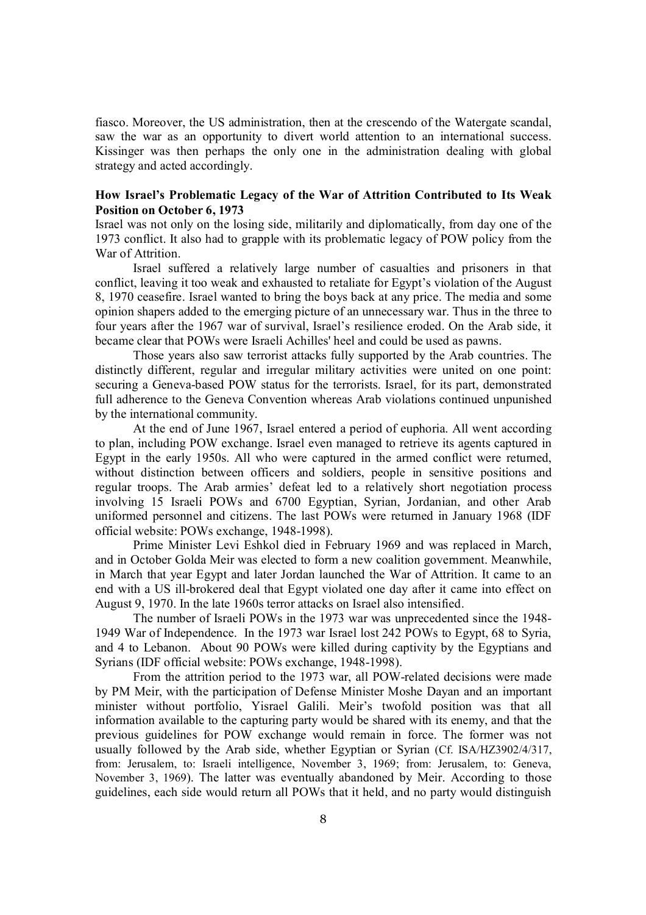fiasco. Moreover, the US administration, then at the crescendo of the Watergate scandal, saw the war as an opportunity to divert world attention to an international success. Kissinger was then perhaps the only one in the administration dealing with global strategy and acted accordingly.

**How Israel's Problematic Legacy of the War of Attrition Contributed to Its Weak Position on October 6, 1973**

Israel was not only on the losing side, militarily and diplomatically, from day one of the 1973 conflict. It also had to grapple with its problematic legacy of POW policy from the War of Attrition.

Israel suffered a relatively large number of casualties and prisoners in that conflict, leaving it too weak and exhausted to retaliate for Egypt's violation of the August 8, 1970 ceasefire. Israel wanted to bring the boys back at any price. The media and some opinion shapers added to the emerging picture of an unnecessary war. Thus in the three to four years after the 1967 war of survival, Israel's resilience eroded. On the Arab side, it became clear that POWs were Israeli Achilles' heel and could be used as pawns.

Those years also saw terrorist attacks fully supported by the Arab countries. The distinctly different, regular and irregular military activities were united on one point: securing a Geneva-based POW status for the terrorists. Israel, for its part, demonstrated full adherence to the Geneva Convention whereas Arab violations continued unpunished by the international community.

At the end of June 1967, Israel entered a period of euphoria. All went according to plan, including POW exchange. Israel even managed to retrieve its agents captured in Egypt in the early 1950s. All who were captured in the armed conflict were returned, without distinction between officers and soldiers, people in sensitive positions and regular troops. The Arab armies' defeat led to a relatively short negotiation process involving 15 Israeli POWs and 6700 Egyptian, Syrian, Jordanian, and other Arab uniformed personnel and citizens. The last POWs were returned in January 1968 (IDF official website: POWs exchange, 1948-1998).

Prime Minister Levi Eshkol died in February 1969 and was replaced in March, and in October Golda Meir was elected to form a new coalition government. Meanwhile, in March that year Egypt and later Jordan launched the War of Attrition. It came to an end with a US ill-brokered deal that Egypt violated one day after it came into effect on August 9, 1970. In the late 1960s terror attacks on Israel also intensified.

The number of Israeli POWs in the 1973 war was unprecedented since the 1948-1949 War of Independence. In the 1973 war Israel lost 242 POWs to Egypt, 68 to Syria, and 4 to Lebanon. About 90 POWs were killed during captivity by the Egyptians and Syrians (IDF official website: POWs exchange, 1948-1998).

From the attrition period to the 1973 war, all POW-related decisions were made by PM Meir, with the participation of Defense Minister Moshe Dayan and an important minister without portfolio, Yisrael Galili. Meir's twofold position was that all information available to the capturing party would be shared with its enemy, and that the previous guidelines for POW exchange would remain in force. The former was not usually followed by the Arab side, whether Egyptian or Syrian (Cf. ISA/HZ3902/4/317, from: Jerusalem, to: Israeli intelligence, November 3, 1969; from: Jerusalem, to: Geneva, November 3, 1969). The latter was eventually abandoned by Meir. According to those guidelines, each side would return all POWs that it held, and no party would distinguish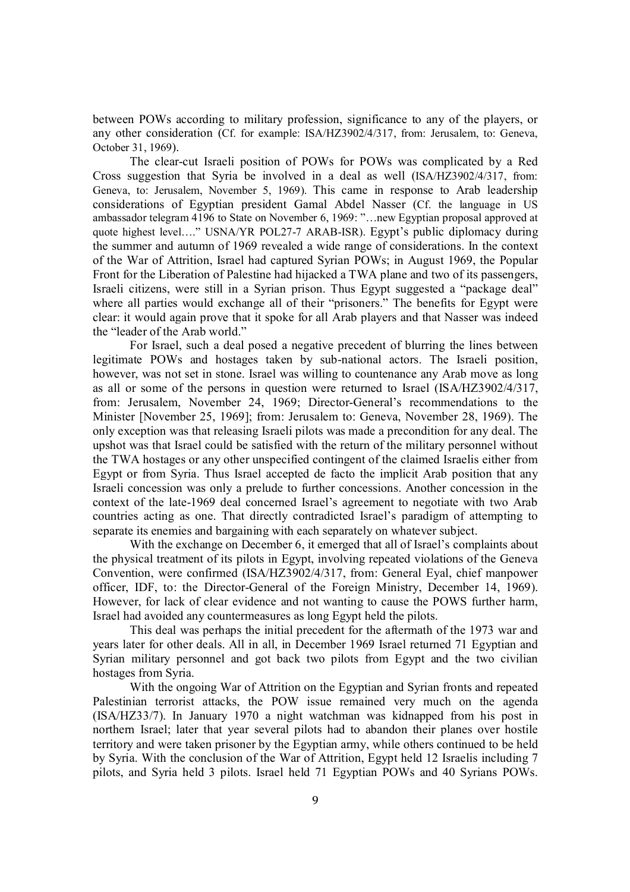between POWs according to military profession, significance to any of the players, or any other consideration (Cf. for example: ISA/HZ3902/4/317, from: Jerusalem, to: Geneva, October 31, 1969).

The clear-cut Israeli position of POWs for POWs was complicated by a Red Cross suggestion that Syria be involved in a deal as well (ISA/HZ3902/4/317, from: Geneva, to: Jerusalem, November 5, 1969). This came in response to Arab leadership considerations of Egyptian president Gamal Abdel Nasser (Cf. the language in US ambassador telegram 4196 to State on November 6, 1969: "…new Egyptian proposal approved at quote highest level…." USNA/YR POL27-7 ARAB-ISR). Egypt's public diplomacy during the summer and autumn of 1969 revealed a wide range of considerations. In the context of the War of Attrition, Israel had captured Syrian POWs; in August 1969, the Popular Front for the Liberation of Palestine had hijacked a TWA plane and two of its passengers, Israeli citizens, were still in a Syrian prison. Thus Egypt suggested a "package deal" where all parties would exchange all of their "prisoners." The benefits for Egypt were clear: it would again prove that it spoke for all Arab players and that Nasser was indeed the "leader of the Arab world."

For Israel, such a deal posed a negative precedent of blurring the lines between legitimate POWs and hostages taken by sub-national actors. The Israeli position, however, was not set in stone. Israel was willing to countenance any Arab move as long as all or some of the persons in question were returned to Israel (ISA/HZ3902/4/317, from: Jerusalem, November 24, 1969; Director-General's recommendations to the Minister [November 25, 1969]; from: Jerusalem to: Geneva, November 28, 1969). The only exception was that releasing Israeli pilots was made a precondition for any deal. The upshot was that Israel could be satisfied with the return of the military personnel without the TWA hostages or any other unspecified contingent of the claimed Israelis either from Egypt or from Syria. Thus Israel accepted de facto the implicit Arab position that any Israeli concession was only a prelude to further concessions. Another concession in the context of the late-1969 deal concerned Israel's agreement to negotiate with two Arab countries acting as one. That directly contradicted Israel's paradigm of attempting to separate its enemies and bargaining with each separately on whatever subject.

With the exchange on December 6, it emerged that all of Israel's complaints about the physical treatment of its pilots in Egypt, involving repeated violations of the Geneva Convention, were confirmed (ISA/HZ3902/4/317, from: General Eyal, chief manpower officer, IDF, to: the Director-General of the Foreign Ministry, December 14, 1969). However, for lack of clear evidence and not wanting to cause the POWS further harm, Israel had avoided any countermeasures as long Egypt held the pilots.

This deal was perhaps the initial precedent for the aftermath of the 1973 war and years later for other deals. All in all, in December 1969 Israel returned 71 Egyptian and Syrian military personnel and got back two pilots from Egypt and the two civilian hostages from Syria.

With the ongoing War of Attrition on the Egyptian and Syrian fronts and repeated Palestinian terrorist attacks, the POW issue remained very much on the agenda (ISA/HZ33/7). In January 1970 a night watchman was kidnapped from his post in northern Israel; later that year several pilots had to abandon their planes over hostile territory and were taken prisoner by the Egyptian army, while others continued to be held by Syria. With the conclusion of the War of Attrition, Egypt held 12 Israelis including 7 pilots, and Syria held 3 pilots. Israel held 71 Egyptian POWs and 40 Syrians POWs.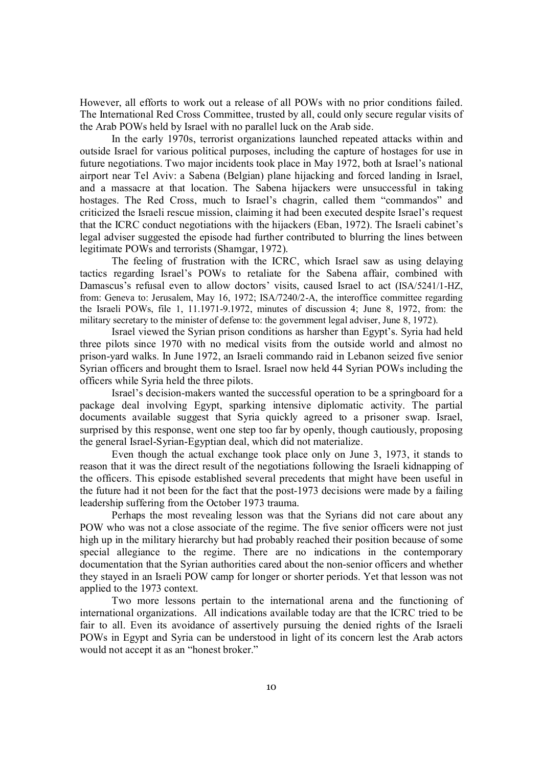However, all efforts to work out a release of all POWs with no prior conditions failed. The International Red Cross Committee, trusted by all, could only secure regular visits of the Arab POWs held by Israel with no parallel luck on the Arab side.

In the early 1970s, terrorist organizations launched repeated attacks within and outside Israel for various political purposes, including the capture of hostages for use in future negotiations. Two major incidents took place in May 1972, both at Israel's national airport near Tel Aviv: a Sabena (Belgian) plane hijacking and forced landing in Israel, and a massacre at that location. The Sabena hijackers were unsuccessful in taking hostages. The Red Cross, much to Israel's chagrin, called them "commandos" and criticized the Israeli rescue mission, claiming it had been executed despite Israel's request that the ICRC conduct negotiations with the hijackers (Eban, 1972). The Israeli cabinet's legal adviser suggested the episode had further contributed to blurring the lines between legitimate POWs and terrorists (Shamgar, 1972).

The feeling of frustration with the ICRC, which Israel saw as using delaying tactics regarding Israel's POWs to retaliate for the Sabena affair, combined with Damascus's refusal even to allow doctors' visits, caused Israel to act (ISA/5241/1-HZ, from: Geneva to: Jerusalem, May 16, 1972; ISA/7240/2-A, the interoffice committee regarding the Israeli POWs, file 1, 11.1971-9.1972, minutes of discussion 4; June 8, 1972, from: the military secretary to the minister of defense to: the government legal adviser, June 8, 1972).

Israel viewed the Syrian prison conditions as harsher than Egypt's. Syria had held three pilots since 1970 with no medical visits from the outside world and almost no prison-yard walks. In June 1972, an Israeli commando raid in Lebanon seized five senior Syrian officers and brought them to Israel. Israel now held 44 Syrian POWs including the officers while Syria held the three pilots.

Israel's decision-makers wanted the successful operation to be a springboard for a package deal involving Egypt, sparking intensive diplomatic activity. The partial documents available suggest that Syria quickly agreed to a prisoner swap. Israel, surprised by this response, went one step too far by openly, though cautiously, proposing the general Israel-Syrian-Egyptian deal, which did not materialize.

Even though the actual exchange took place only on June 3, 1973, it stands to reason that it was the direct result of the negotiations following the Israeli kidnapping of the officers. This episode established several precedents that might have been useful in the future had it not been for the fact that the post-1973 decisions were made by a failing leadership suffering from the October 1973 trauma.

Perhaps the most revealing lesson was that the Syrians did not care about any POW who was not a close associate of the regime. The five senior officers were not just high up in the military hierarchy but had probably reached their position because of some special allegiance to the regime. There are no indications in the contemporary documentation that the Syrian authorities cared about the non-senior officers and whether they stayed in an Israeli POW camp for longer or shorter periods. Yet that lesson was not applied to the 1973 context.

Two more lessons pertain to the international arena and the functioning of international organizations. All indications available today are that the ICRC tried to be fair to all. Even its avoidance of assertively pursuing the denied rights of the Israeli POWs in Egypt and Syria can be understood in light of its concern lest the Arab actors would not accept it as an "honest broker."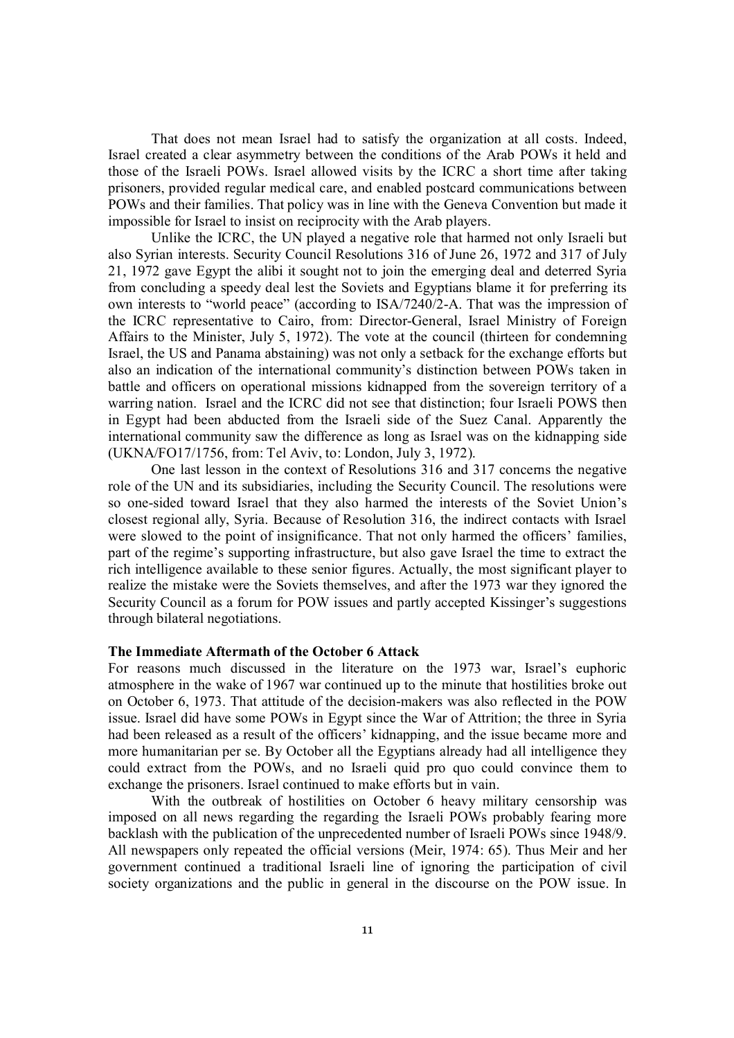That does not mean Israel had to satisfy the organization at all costs. Indeed, Israel created a clear asymmetry between the conditions of the Arab POWs it held and those of the Israeli POWs. Israel allowed visits by the ICRC a short time after taking prisoners, provided regular medical care, and enabled postcard communications between POWs and their families. That policy was in line with the Geneva Convention but made it impossible for Israel to insist on reciprocity with the Arab players.

Unlike the ICRC, the UN played a negative role that harmed not only Israeli but also Syrian interests. Security Council Resolutions 316 of June 26, 1972 and 317 of July 21, 1972 gave Egypt the alibi it sought not to join the emerging deal and deterred Syria from concluding a speedy deal lest the Soviets and Egyptians blame it for preferring its own interests to "world peace" (according to ISA/7240/2-A. That was the impression of the ICRC representative to Cairo, from: Director-General, Israel Ministry of Foreign Affairs to the Minister, July 5, 1972). The vote at the council (thirteen for condemning Israel, the US and Panama abstaining) was not only a setback for the exchange efforts but also an indication of the international community's distinction between POWs taken in battle and officers on operational missions kidnapped from the sovereign territory of a warring nation. Israel and the ICRC did not see that distinction; four Israeli POWS then in Egypt had been abducted from the Israeli side of the Suez Canal. Apparently the international community saw the difference as long as Israel was on the kidnapping side (UKNA/FO17/1756, from: Tel Aviv, to: London, July 3, 1972).

One last lesson in the context of Resolutions 316 and 317 concerns the negative role of the UN and its subsidiaries, including the Security Council. The resolutions were so one-sided toward Israel that they also harmed the interests of the Soviet Union's closest regional ally, Syria. Because of Resolution 316, the indirect contacts with Israel were slowed to the point of insignificance. That not only harmed the officers' families, part of the regime's supporting infrastructure, but also gave Israel the time to extract the rich intelligence available to these senior figures. Actually, the most significant player to realize the mistake were the Soviets themselves, and after the 1973 war they ignored the Security Council as a forum for POW issues and partly accepted Kissinger's suggestions through bilateral negotiations.

**The Immediate Aftermath of the October 6 Attack**

For reasons much discussed in the literature on the 1973 war, Israel's euphoric atmosphere in the wake of 1967 war continued up to the minute that hostilities broke out on October 6, 1973. That attitude of the decision-makers was also reflected in the POW issue. Israel did have some POWs in Egypt since the War of Attrition; the three in Syria had been released as a result of the officers' kidnapping, and the issue became more and more humanitarian per se. By October all the Egyptians already had all intelligence they could extract from the POWs, and no Israeli quid pro quo could convince them to exchange the prisoners. Israel continued to make efforts but in vain.

With the outbreak of hostilities on October 6 heavy military censorship was imposed on all news regarding the regarding the Israeli POWs probably fearing more backlash with the publication of the unprecedented number of Israeli POWs since 1948/9. All newspapers only repeated the official versions (Meir, 1974: 65). Thus Meir and her government continued a traditional Israeli line of ignoring the participation of civil society organizations and the public in general in the discourse on the POW issue. In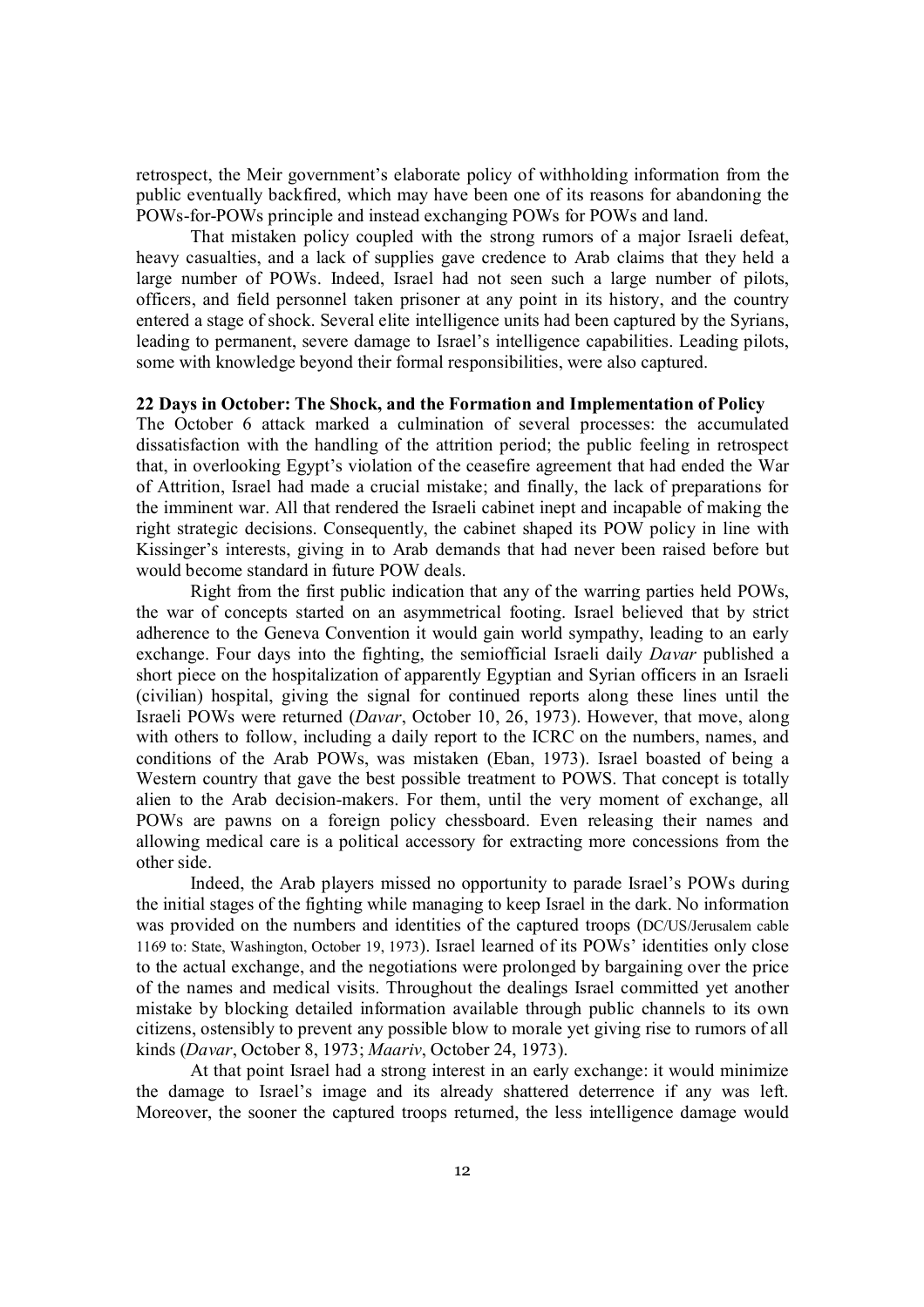retrospect, the Meir government's elaborate policy of withholding information from the public eventually backfired, which may have been one of its reasons for abandoning the POWs-for-POWs principle and instead exchanging POWs for POWs and land.

That mistaken policy coupled with the strong rumors of a major Israeli defeat, heavy casualties, and a lack of supplies gave credence to Arab claims that they held a large number of POWs. Indeed, Israel had not seen such a large number of pilots, officers, and field personnel taken prisoner at any point in its history, and the country entered a stage of shock. Several elite intelligence units had been captured by the Syrians, leading to permanent, severe damage to Israel's intelligence capabilities. Leading pilots, some with knowledge beyond their formal responsibilities, were also captured.

**22 Days in October: The Shock, and the Formation and Implementation of Policy**

The October 6 attack marked a culmination of several processes: the accumulated dissatisfaction with the handling of the attrition period; the public feeling in retrospect that, in overlooking Egypt's violation of the ceasefire agreement that had ended the War of Attrition, Israel had made a crucial mistake; and finally, the lack of preparations for the imminent war. All that rendered the Israeli cabinet inept and incapable of making the right strategic decisions. Consequently, the cabinet shaped its POW policy in line with Kissinger's interests, giving in to Arab demands that had never been raised before but would become standard in future POW deals.

Right from the first public indication that any of the warring parties held POWs, the war of concepts started on an asymmetrical footing. Israel believed that by strict adherence to the Geneva Convention it would gain world sympathy, leading to an early exchange. Four days into the fighting, the semiofficial Israeli daily *Davar* published a short piece on the hospitalization of apparently Egyptian and Syrian officers in an Israeli (civilian) hospital, giving the signal for continued reports along these lines until the Israeli POWs were returned (*Davar*, October 10, 26, 1973). However, that move, along with others to follow, including a daily report to the ICRC on the numbers, names, and conditions of the Arab POWs, was mistaken (Eban, 1973). Israel boasted of being a Western country that gave the best possible treatment to POWS. That concept is totally alien to the Arab decision-makers. For them, until the very moment of exchange, all POWs are pawns on a foreign policy chessboard. Even releasing their names and allowing medical care is a political accessory for extracting more concessions from the other side.

Indeed, the Arab players missed no opportunity to parade Israel's POWs during the initial stages of the fighting while managing to keep Israel in the dark. No information was provided on the numbers and identities of the captured troops (DC/US/Jerusalem cable 1169 to: State, Washington, October 19, 1973). Israel learned of its POWs' identities only close to the actual exchange, and the negotiations were prolonged by bargaining over the price of the names and medical visits. Throughout the dealings Israel committed yet another mistake by blocking detailed information available through public channels to its own citizens, ostensibly to prevent any possible blow to morale yet giving rise to rumors of all kinds (*Davar*, October 8, 1973; *Maariv*, October 24, 1973).

At that point Israel had a strong interest in an early exchange: it would minimize the damage to Israel's image and its already shattered deterrence if any was left. Moreover, the sooner the captured troops returned, the less intelligence damage would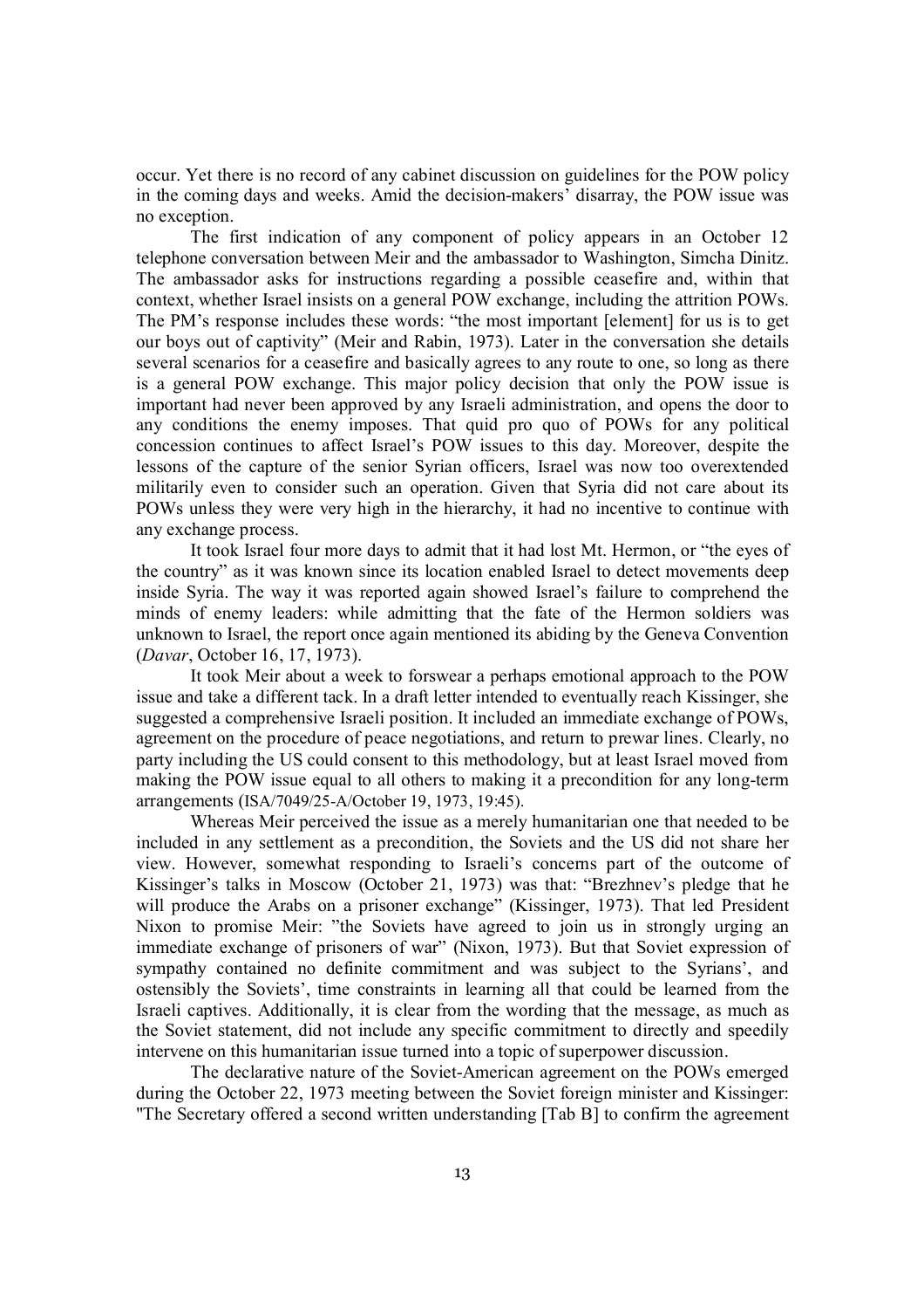occur. Yet there is no record of any cabinet discussion on guidelines for the POW policy in the coming days and weeks. Amid the decision-makers' disarray, the POW issue was no exception.

The first indication of any component of policy appears in an October 12 telephone conversation between Meir and the ambassador to Washington, Simcha Dinitz. The ambassador asks for instructions regarding a possible ceasefire and, within that context, whether Israel insists on a general POW exchange, including the attrition POWs. The PM's response includes these words: "the most important [element] for us is to get our boys out of captivity" (Meir and Rabin, 1973). Later in the conversation she details several scenarios for a ceasefire and basically agrees to any route to one, so long as there is a general POW exchange. This major policy decision that only the POW issue is important had never been approved by any Israeli administration, and opens the door to any conditions the enemy imposes. That quid pro quo of POWs for any political concession continues to affect Israel's POW issues to this day. Moreover, despite the lessons of the capture of the senior Syrian officers, Israel was now too overextended militarily even to consider such an operation. Given that Syria did not care about its POWs unless they were very high in the hierarchy, it had no incentive to continue with any exchange process.

It took Israel four more days to admit that it had lost Mt. Hermon, or "the eyes of the country" as it was known since its location enabled Israel to detect movements deep inside Syria. The way it was reported again showed Israel's failure to comprehend the minds of enemy leaders: while admitting that the fate of the Hermon soldiers was unknown to Israel, the report once again mentioned its abiding by the Geneva Convention (*Davar*, October 16, 17, 1973).

It took Meir about a week to forswear a perhaps emotional approach to the POW issue and take a different tack. In a draft letter intended to eventually reach Kissinger, she suggested a comprehensive Israeli position. It included an immediate exchange of POWs, agreement on the procedure of peace negotiations, and return to prewar lines. Clearly, no party including the US could consent to this methodology, but at least Israel moved from making the POW issue equal to all others to making it a precondition for any long-term arrangements (ISA/7049/25-A/October 19, 1973, 19:45).

Whereas Meir perceived the issue as a merely humanitarian one that needed to be included in any settlement as a precondition, the Soviets and the US did not share her view. However, somewhat responding to Israeli's concerns part of the outcome of Kissinger's talks in Moscow (October 21, 1973) was that: "Brezhnev's pledge that he will produce the Arabs on a prisoner exchange" (Kissinger, 1973). That led President Nixon to promise Meir: "the Soviets have agreed to join us in strongly urging an immediate exchange of prisoners of war" (Nixon, 1973). But that Soviet expression of sympathy contained no definite commitment and was subject to the Syrians', and ostensibly the Soviets', time constraints in learning all that could be learned from the Israeli captives. Additionally, it is clear from the wording that the message, as much as the Soviet statement, did not include any specific commitment to directly and speedily intervene on this humanitarian issue turned into a topic of superpower discussion.

The declarative nature of the Soviet-American agreement on the POWs emerged during the October 22, 1973 meeting between the Soviet foreign minister and Kissinger: "The Secretary offered a second written understanding [Tab B] to confirm the agreement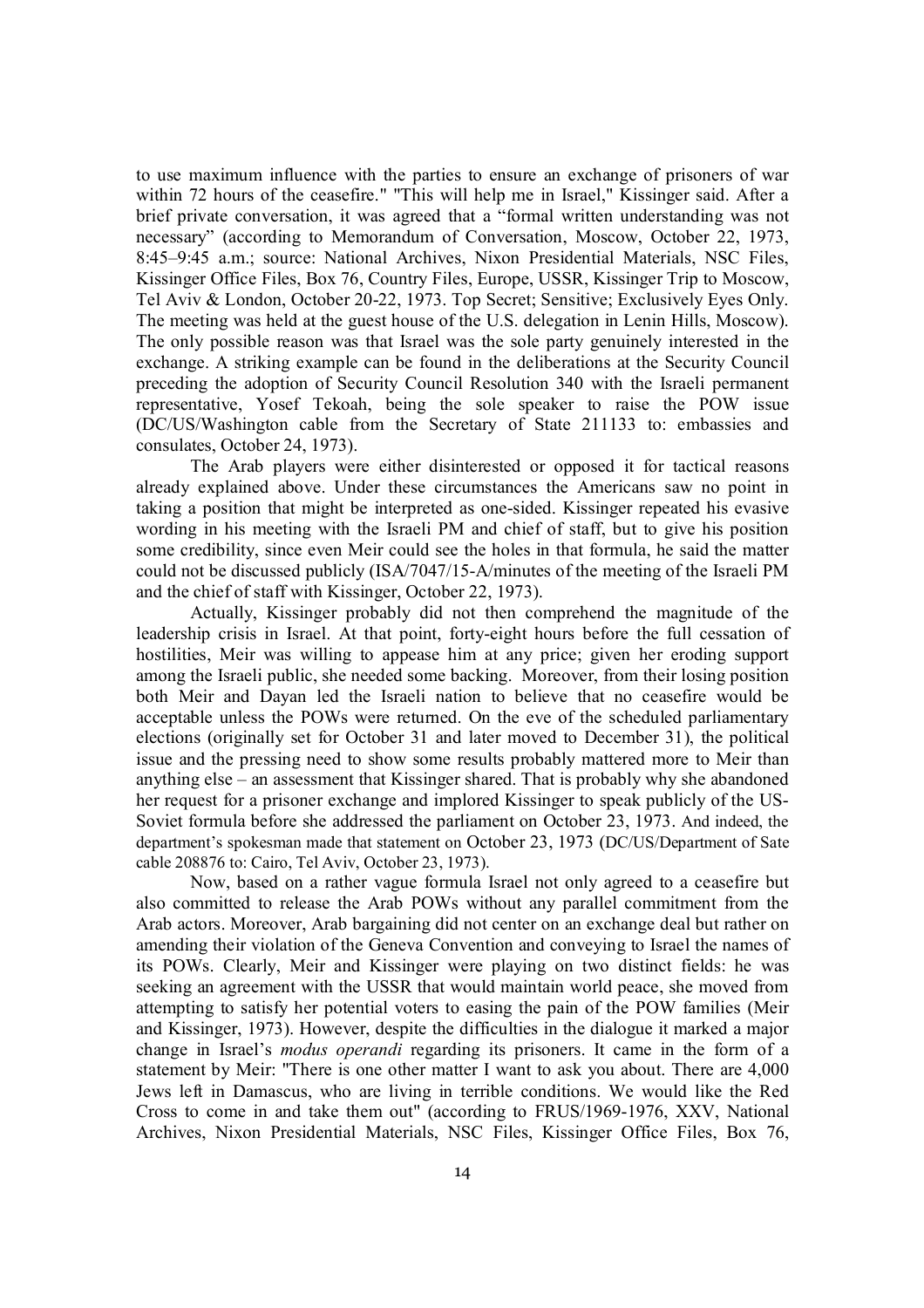to use maximum influence with the parties to ensure an exchange of prisoners of war within 72 hours of the ceasefire." "This will help me in Israel," Kissinger said. After a brief private conversation, it was agreed that a "formal written understanding was not necessary" (according to Memorandum of Conversation, Moscow, October 22, 1973, 8:45–9:45 a.m.; source: National Archives, Nixon Presidential Materials, NSC Files, Kissinger Office Files, Box 76, Country Files, Europe, USSR, Kissinger Trip to Moscow, Tel Aviv & London, October 20-22, 1973. Top Secret; Sensitive; Exclusively Eyes Only. The meeting was held at the guest house of the U.S. delegation in Lenin Hills, Moscow). The only possible reason was that Israel was the sole party genuinely interested in the exchange. A striking example can be found in the deliberations at the Security Council preceding the adoption of Security Council Resolution 340 with the Israeli permanent representative, Yosef Tekoah, being the sole speaker to raise the POW issue (DC/US/Washington cable from the Secretary of State 211133 to: embassies and consulates, October 24, 1973).

The Arab players were either disinterested or opposed it for tactical reasons already explained above. Under these circumstances the Americans saw no point in taking a position that might be interpreted as one-sided. Kissinger repeated his evasive wording in his meeting with the Israeli PM and chief of staff, but to give his position some credibility, since even Meir could see the holes in that formula, he said the matter could not be discussed publicly (ISA/7047/15-A/minutes of the meeting of the Israeli PM and the chief of staff with Kissinger, October 22, 1973).

Actually, Kissinger probably did not then comprehend the magnitude of the leadership crisis in Israel. At that point, forty-eight hours before the full cessation of hostilities, Meir was willing to appease him at any price; given her eroding support among the Israeli public, she needed some backing. Moreover, from their losing position both Meir and Dayan led the Israeli nation to believe that no ceasefire would be acceptable unless the POWs were returned. On the eve of the scheduled parliamentary elections (originally set for October 31 and later moved to December 31), the political issue and the pressing need to show some results probably mattered more to Meir than anything else – an assessment that Kissinger shared. That is probably why she abandoned her request for a prisoner exchange and implored Kissinger to speak publicly of the US-Soviet formula before she addressed the parliament on October 23, 1973. And indeed, the department's spokesman made that statement on October 23, 1973 (DC/US/Department of Sate cable 208876 to: Cairo, Tel Aviv, October 23, 1973).

Now, based on a rather vague formula Israel not only agreed to a ceasefire but also committed to release the Arab POWs without any parallel commitment from the Arab actors. Moreover, Arab bargaining did not center on an exchange deal but rather on amending their violation of the Geneva Convention and conveying to Israel the names of its POWs. Clearly, Meir and Kissinger were playing on two distinct fields: he was seeking an agreement with the USSR that would maintain world peace, she moved from attempting to satisfy her potential voters to easing the pain of the POW families (Meir and Kissinger, 1973). However, despite the difficulties in the dialogue it marked a major change in Israel's *modus operandi* regarding its prisoners. It came in the form of a statement by Meir: "There is one other matter I want to ask you about. There are 4,000 Jews left in Damascus, who are living in terrible conditions. We would like the Red Cross to come in and take them out" (according to FRUS/1969-1976, XXV, National Archives, Nixon Presidential Materials, NSC Files, Kissinger Office Files, Box 76,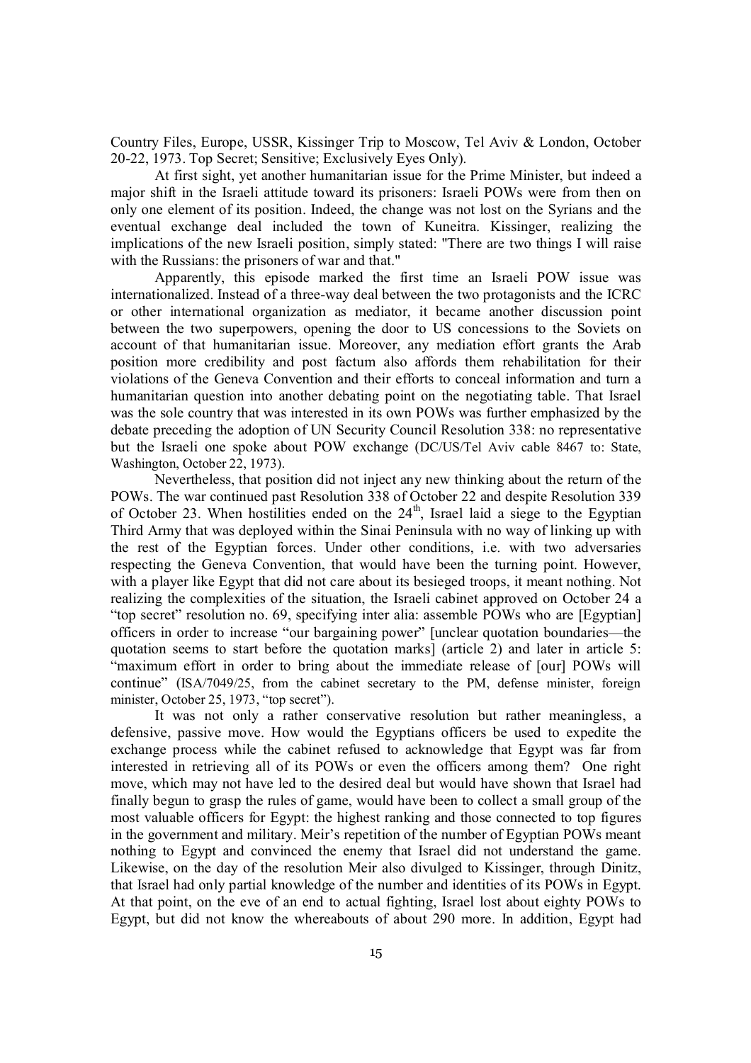Country Files, Europe, USSR, Kissinger Trip to Moscow, Tel Aviv & London, October 20-22, 1973. Top Secret; Sensitive; Exclusively Eyes Only).

At first sight, yet another humanitarian issue for the Prime Minister, but indeed a major shift in the Israeli attitude toward its prisoners: Israeli POWs were from then on only one element of its position. Indeed, the change was not lost on the Syrians and the eventual exchange deal included the town of Kuneitra. Kissinger, realizing the implications of the new Israeli position, simply stated: "There are two things I will raise with the Russians: the prisoners of war and that."

Apparently, this episode marked the first time an Israeli POW issue was internationalized. Instead of a three-way deal between the two protagonists and the ICRC or other international organization as mediator, it became another discussion point between the two superpowers, opening the door to US concessions to the Soviets on account of that humanitarian issue. Moreover, any mediation effort grants the Arab position more credibility and post factum also affords them rehabilitation for their violations of the Geneva Convention and their efforts to conceal information and turn a humanitarian question into another debating point on the negotiating table. That Israel was the sole country that was interested in its own POWs was further emphasized by the debate preceding the adoption of UN Security Council Resolution 338: no representative but the Israeli one spoke about POW exchange (DC/US/Tel Aviv cable 8467 to: State, Washington, October 22, 1973).

Nevertheless, that position did not inject any new thinking about the return of the POWs. The war continued past Resolution 338 of October 22 and despite Resolution 339 of October 23. When hostilities ended on the 24th, Israel laid a siege to the Egyptian Third Army that was deployed within the Sinai Peninsula with no way of linking up with the rest of the Egyptian forces. Under other conditions, i.e. with two adversaries respecting the Geneva Convention, that would have been the turning point. However, with a player like Egypt that did not care about its besieged troops, it meant nothing. Not realizing the complexities of the situation, the Israeli cabinet approved on October 24 a "top secret" resolution no. 69, specifying inter alia: assemble POWs who are [Egyptian] officers in order to increase "our bargaining power" [unclear quotation boundaries—the quotation seems to start before the quotation marks] (article 2) and later in article 5: "maximum effort in order to bring about the immediate release of [our] POWs will continue" (ISA/7049/25, from the cabinet secretary to the PM, defense minister, foreign minister, October 25, 1973, "top secret").

It was not only a rather conservative resolution but rather meaningless, a defensive, passive move. How would the Egyptians officers be used to expedite the exchange process while the cabinet refused to acknowledge that Egypt was far from interested in retrieving all of its POWs or even the officers among them? One right move, which may not have led to the desired deal but would have shown that Israel had finally begun to grasp the rules of game, would have been to collect a small group of the most valuable officers for Egypt: the highest ranking and those connected to top figures in the government and military. Meir's repetition of the number of Egyptian POWs meant nothing to Egypt and convinced the enemy that Israel did not understand the game. Likewise, on the day of the resolution Meir also divulged to Kissinger, through Dinitz, that Israel had only partial knowledge of the number and identities of its POWs in Egypt. At that point, on the eve of an end to actual fighting, Israel lost about eighty POWs to Egypt, but did not know the whereabouts of about 290 more. In addition, Egypt had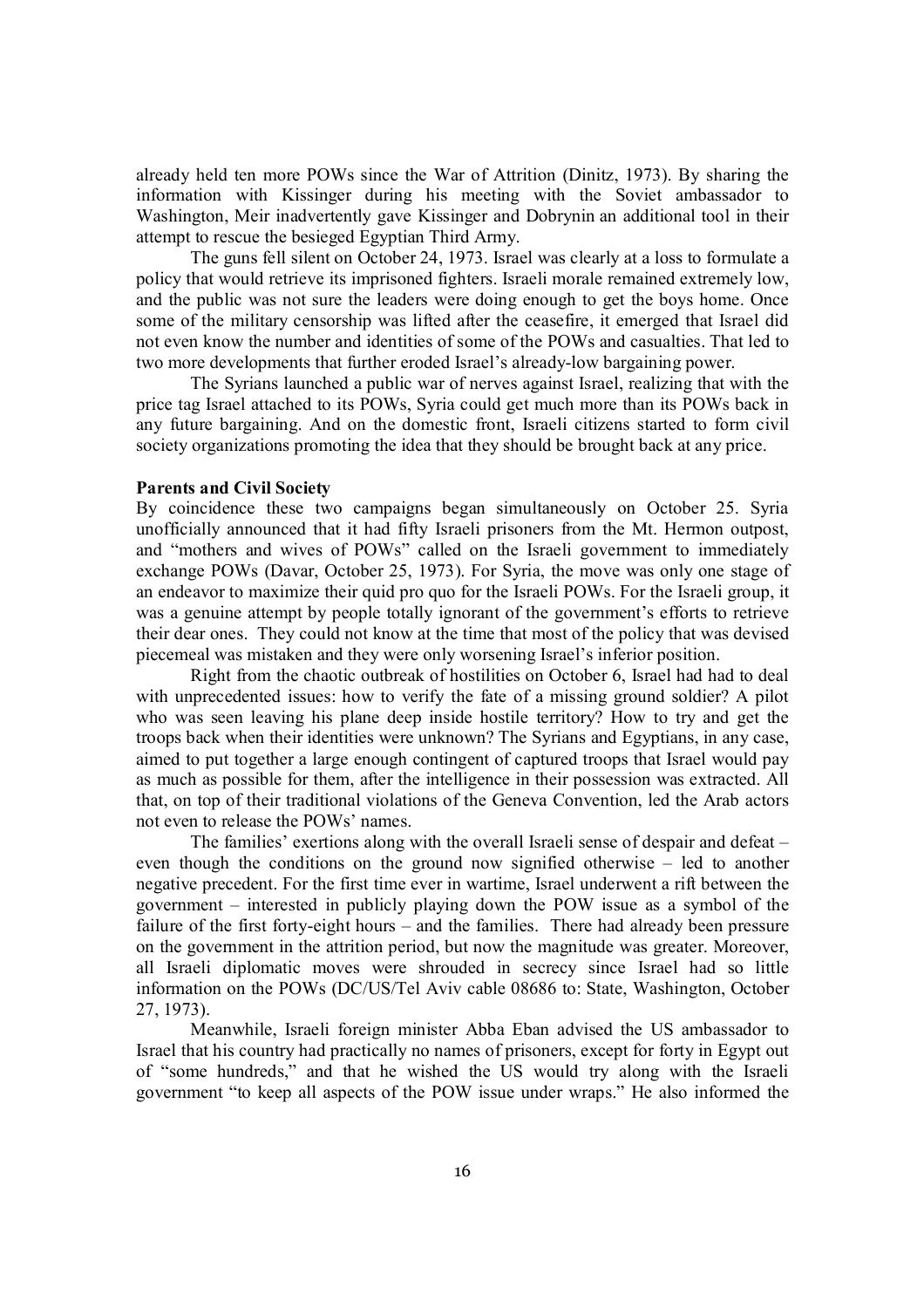already held ten more POWs since the War of Attrition (Dinitz, 1973). By sharing the information with Kissinger during his meeting with the Soviet ambassador to Washington, Meir inadvertently gave Kissinger and Dobrynin an additional tool in their attempt to rescue the besieged Egyptian Third Army.

The guns fell silent on October 24, 1973. Israel was clearly at a loss to formulate a policy that would retrieve its imprisoned fighters. Israeli morale remained extremely low, and the public was not sure the leaders were doing enough to get the boys home. Once some of the military censorship was lifted after the ceasefire, it emerged that Israel did not even know the number and identities of some of the POWs and casualties. That led to two more developments that further eroded Israel's already-low bargaining power.

The Syrians launched a public war of nerves against Israel, realizing that with the price tag Israel attached to its POWs, Syria could get much more than its POWs back in any future bargaining. And on the domestic front, Israeli citizens started to form civil society organizations promoting the idea that they should be brought back at any price.

**Parents and Civil Society**

By coincidence these two campaigns began simultaneously on October 25. Syria unofficially announced that it had fifty Israeli prisoners from the Mt. Hermon outpost, and "mothers and wives of POWs" called on the Israeli government to immediately exchange POWs (Davar, October 25, 1973). For Syria, the move was only one stage of an endeavor to maximize their quid pro quo for the Israeli POWs. For the Israeli group, it was a genuine attempt by people totally ignorant of the government's efforts to retrieve their dear ones. They could not know at the time that most of the policy that was devised piecemeal was mistaken and they were only worsening Israel's inferior position.

Right from the chaotic outbreak of hostilities on October 6, Israel had had to deal with unprecedented issues: how to verify the fate of a missing ground soldier? A pilot who was seen leaving his plane deep inside hostile territory? How to try and get the troops back when their identities were unknown? The Syrians and Egyptians, in any case, aimed to put together a large enough contingent of captured troops that Israel would pay as much as possible for them, after the intelligence in their possession was extracted. All that, on top of their traditional violations of the Geneva Convention, led the Arab actors not even to release the POWs' names.

The families' exertions along with the overall Israeli sense of despair and defeat – even though the conditions on the ground now signified otherwise – led to another negative precedent. For the first time ever in wartime, Israel underwent a rift between the government – interested in publicly playing down the POW issue as a symbol of the failure of the first forty-eight hours – and the families. There had already been pressure on the government in the attrition period, but now the magnitude was greater. Moreover, all Israeli diplomatic moves were shrouded in secrecy since Israel had so little information on the POWs (DC/US/Tel Aviv cable 08686 to: State, Washington, October 27, 1973).

Meanwhile, Israeli foreign minister Abba Eban advised the US ambassador to Israel that his country had practically no names of prisoners, except for forty in Egypt out of "some hundreds," and that he wished the US would try along with the Israeli government "to keep all aspects of the POW issue under wraps." He also informed the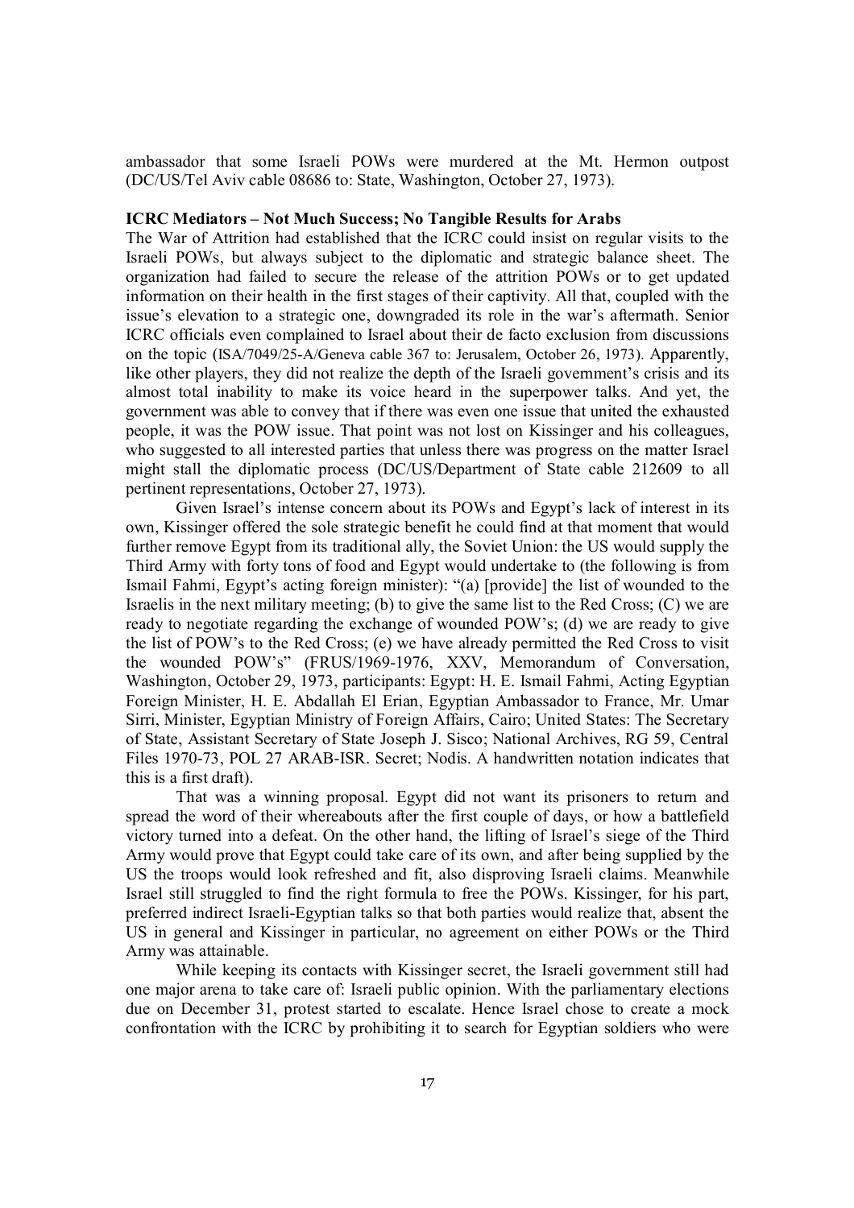ambassador that some Israeli POWs were murdered at the Mt. Hermon outpost (DC/US/Tel Aviv cable 08686 to: State, Washington, October 27, 1973).

**ICRC Mediators – Not Much Success; No Tangible Results for Arabs**

The War of Attrition had established that the ICRC could insist on regular visits to the Israeli POWs, but always subject to the diplomatic and strategic balance sheet. The organization had failed to secure the release of the attrition POWs or to get updated information on their health in the first stages of their captivity. All that, coupled with the issue's elevation to a strategic one, downgraded its role in the war's aftermath. Senior ICRC officials even complained to Israel about their de facto exclusion from discussions on the topic (ISA/7049/25-A/Geneva cable 367 to: Jerusalem, October 26, 1973). Apparently, like other players, they did not realize the depth of the Israeli government's crisis and its almost total inability to make its voice heard in the superpower talks. And yet, the government was able to convey that if there was even one issue that united the exhausted people, it was the POW issue. That point was not lost on Kissinger and his colleagues, who suggested to all interested parties that unless there was progress on the matter Israel might stall the diplomatic process (DC/US/Department of State cable 212609 to all pertinent representations, October 27, 1973).

Given Israel's intense concern about its POWs and Egypt's lack of interest in its own, Kissinger offered the sole strategic benefit he could find at that moment that would further remove Egypt from its traditional ally, the Soviet Union: the US would supply the Third Army with forty tons of food and Egypt would undertake to (the following is from Ismail Fahmi, Egypt's acting foreign minister): "(a) [provide] the list of wounded to the Israelis in the next military meeting; (b) to give the same list to the Red Cross; (C) we are ready to negotiate regarding the exchange of wounded POW's; (d) we are ready to give the list of POW's to the Red Cross; (e) we have already permitted the Red Cross to visit the wounded POW's" (FRUS/1969-1976, XXV, Memorandum of Conversation, Washington, October 29, 1973, participants: Egypt: H. E. Ismail Fahmi, Acting Egyptian Foreign Minister, H. E. Abdallah El Erian, Egyptian Ambassador to France, Mr. Umar Sirri, Minister, Egyptian Ministry of Foreign Affairs, Cairo; United States: The Secretary of State, Assistant Secretary of State Joseph J. Sisco; National Archives, RG 59, Central Files 1970-73, POL 27 ARAB-ISR. Secret; Nodis. A handwritten notation indicates that this is a first draft).

That was a winning proposal. Egypt did not want its prisoners to return and spread the word of their whereabouts after the first couple of days, or how a battlefield victory turned into a defeat. On the other hand, the lifting of Israel's siege of the Third Army would prove that Egypt could take care of its own, and after being supplied by the US the troops would look refreshed and fit, also disproving Israeli claims. Meanwhile Israel still struggled to find the right formula to free the POWs. Kissinger, for his part, preferred indirect Israeli-Egyptian talks so that both parties would realize that, absent the US in general and Kissinger in particular, no agreement on either POWs or the Third Army was attainable.

While keeping its contacts with Kissinger secret, the Israeli government still had one major arena to take care of: Israeli public opinion. With the parliamentary elections due on December 31, protest started to escalate. Hence Israel chose to create a mock confrontation with the ICRC by prohibiting it to search for Egyptian soldiers who were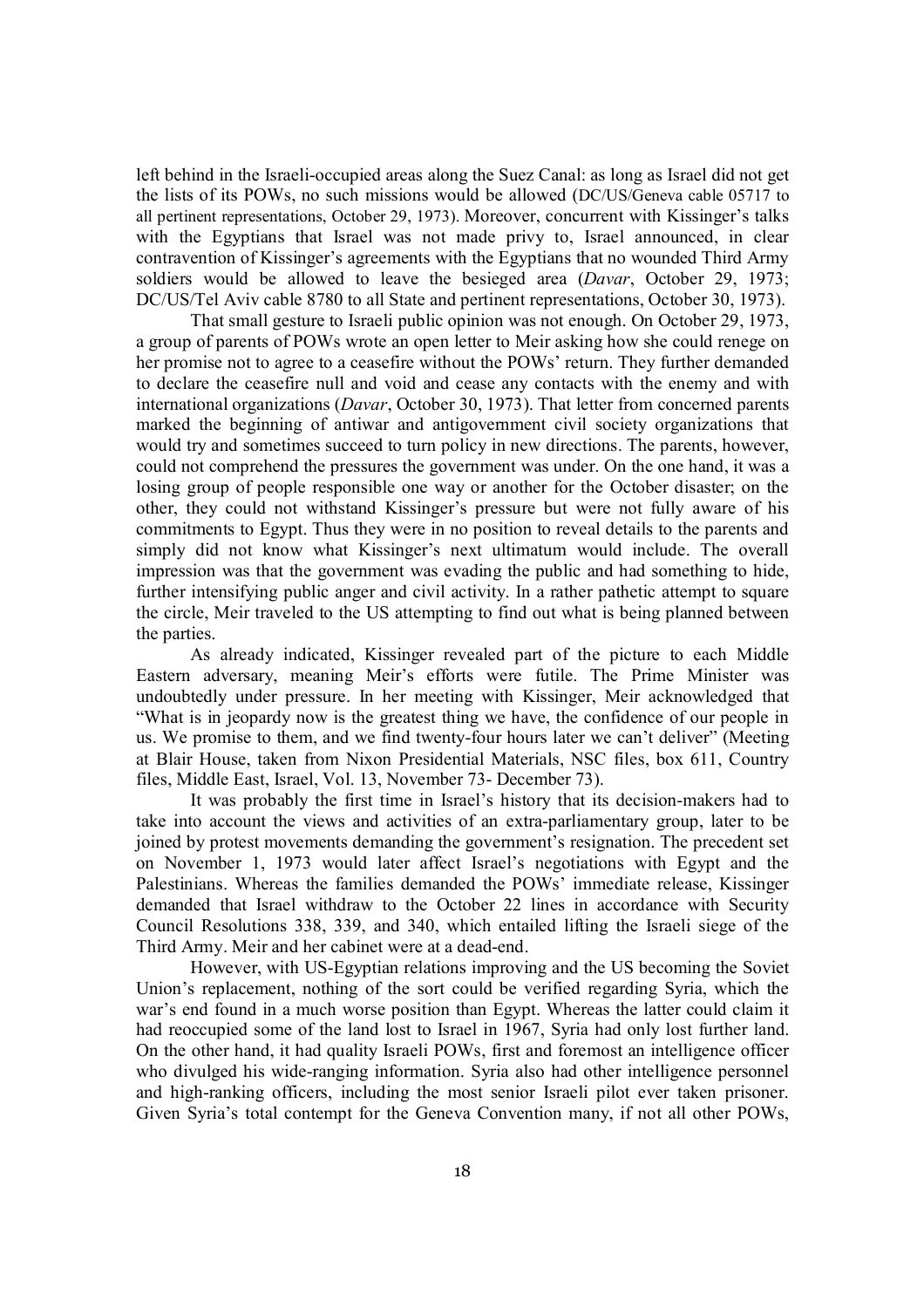left behind in the Israeli-occupied areas along the Suez Canal: as long as Israel did not get the lists of its POWs, no such missions would be allowed (DC/US/Geneva cable 05717 to all pertinent representations, October 29, 1973). Moreover, concurrent with Kissinger's talks with the Egyptians that Israel was not made privy to, Israel announced, in clear contravention of Kissinger's agreements with the Egyptians that no wounded Third Army soldiers would be allowed to leave the besieged area (*Davar*, October 29, 1973; DC/US/Tel Aviv cable 8780 to all State and pertinent representations, October 30, 1973).

That small gesture to Israeli public opinion was not enough. On October 29, 1973, a group of parents of POWs wrote an open letter to Meir asking how she could renege on her promise not to agree to a ceasefire without the POWs' return. They further demanded to declare the ceasefire null and void and cease any contacts with the enemy and with international organizations (*Davar*, October 30, 1973). That letter from concerned parents marked the beginning of antiwar and antigovernment civil society organizations that would try and sometimes succeed to turn policy in new directions. The parents, however, could not comprehend the pressures the government was under. On the one hand, it was a losing group of people responsible one way or another for the October disaster; on the other, they could not withstand Kissinger's pressure but were not fully aware of his commitments to Egypt. Thus they were in no position to reveal details to the parents and simply did not know what Kissinger's next ultimatum would include. The overall impression was that the government was evading the public and had something to hide, further intensifying public anger and civil activity. In a rather pathetic attempt to square the circle, Meir traveled to the US attempting to find out what is being planned between the parties.

As already indicated, Kissinger revealed part of the picture to each Middle Eastern adversary, meaning Meir's efforts were futile. The Prime Minister was undoubtedly under pressure. In her meeting with Kissinger, Meir acknowledged that "What is in jeopardy now is the greatest thing we have, the confidence of our people in us. We promise to them, and we find twenty-four hours later we can't deliver" (Meeting at Blair House, taken from Nixon Presidential Materials, NSC files, box 611, Country files, Middle East, Israel, Vol. 13, November 73- December 73).

It was probably the first time in Israel's history that its decision-makers had to take into account the views and activities of an extra-parliamentary group, later to be joined by protest movements demanding the government's resignation. The precedent set on November 1, 1973 would later affect Israel's negotiations with Egypt and the Palestinians. Whereas the families demanded the POWs' immediate release, Kissinger demanded that Israel withdraw to the October 22 lines in accordance with Security Council Resolutions 338, 339, and 340, which entailed lifting the Israeli siege of the Third Army. Meir and her cabinet were at a dead-end.

However, with US-Egyptian relations improving and the US becoming the Soviet Union's replacement, nothing of the sort could be verified regarding Syria, which the war's end found in a much worse position than Egypt. Whereas the latter could claim it had reoccupied some of the land lost to Israel in 1967, Syria had only lost further land. On the other hand, it had quality Israeli POWs, first and foremost an intelligence officer who divulged his wide-ranging information. Syria also had other intelligence personnel and high-ranking officers, including the most senior Israeli pilot ever taken prisoner. Given Syria's total contempt for the Geneva Convention many, if not all other POWs,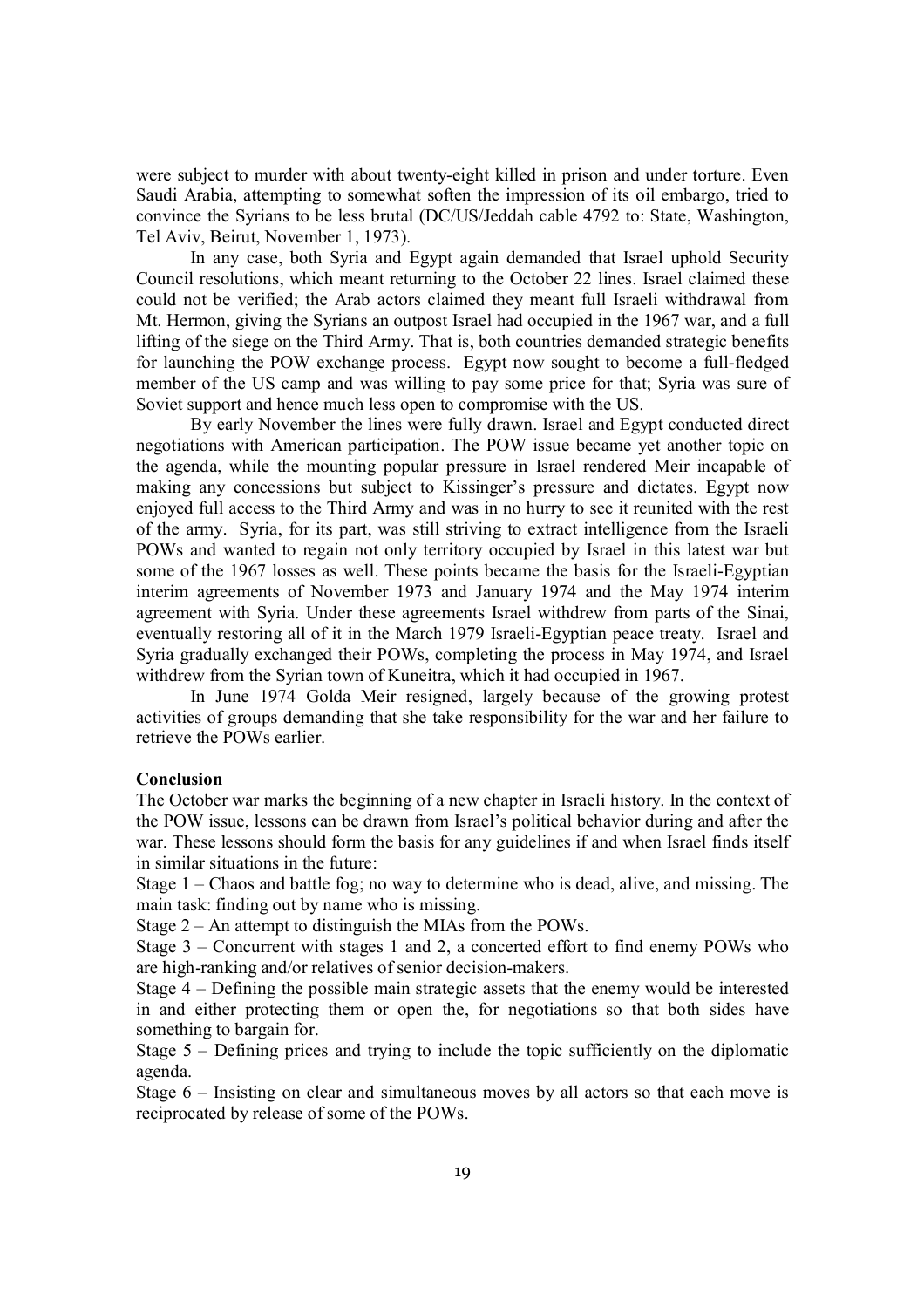were subject to murder with about twenty-eight killed in prison and under torture. Even Saudi Arabia, attempting to somewhat soften the impression of its oil embargo, tried to convince the Syrians to be less brutal (DC/US/Jeddah cable 4792 to: State, Washington, Tel Aviv, Beirut, November 1, 1973).

In any case, both Syria and Egypt again demanded that Israel uphold Security Council resolutions, which meant returning to the October 22 lines. Israel claimed these could not be verified; the Arab actors claimed they meant full Israeli withdrawal from Mt. Hermon, giving the Syrians an outpost Israel had occupied in the 1967 war, and a full lifting of the siege on the Third Army. That is, both countries demanded strategic benefits for launching the POW exchange process. Egypt now sought to become a full-fledged member of the US camp and was willing to pay some price for that; Syria was sure of Soviet support and hence much less open to compromise with the US.

By early November the lines were fully drawn. Israel and Egypt conducted direct negotiations with American participation. The POW issue became yet another topic on the agenda, while the mounting popular pressure in Israel rendered Meir incapable of making any concessions but subject to Kissinger's pressure and dictates. Egypt now enjoyed full access to the Third Army and was in no hurry to see it reunited with the rest of the army. Syria, for its part, was still striving to extract intelligence from the Israeli POWs and wanted to regain not only territory occupied by Israel in this latest war but some of the 1967 losses as well. These points became the basis for the Israeli-Egyptian interim agreements of November 1973 and January 1974 and the May 1974 interim agreement with Syria. Under these agreements Israel withdrew from parts of the Sinai, eventually restoring all of it in the March 1979 Israeli-Egyptian peace treaty. Israel and Syria gradually exchanged their POWs, completing the process in May 1974, and Israel withdrew from the Syrian town of Kuneitra, which it had occupied in 1967.

In June 1974 Golda Meir resigned, largely because of the growing protest activities of groups demanding that she take responsibility for the war and her failure to retrieve the POWs earlier.

**Conclusion**

The October war marks the beginning of a new chapter in Israeli history. In the context of the POW issue, lessons can be drawn from Israel's political behavior during and after the war. These lessons should form the basis for any guidelines if and when Israel finds itself in similar situations in the future:

Stage 1 – Chaos and battle fog; no way to determine who is dead, alive, and missing. The main task: finding out by name who is missing.

Stage 2 – An attempt to distinguish the MIAs from the POWs.

Stage 3 – Concurrent with stages 1 and 2, a concerted effort to find enemy POWs who are high-ranking and/or relatives of senior decision-makers.

Stage 4 – Defining the possible main strategic assets that the enemy would be interested in and either protecting them or open the, for negotiations so that both sides have something to bargain for.

Stage 5 – Defining prices and trying to include the topic sufficiently on the diplomatic agenda.

Stage 6 – Insisting on clear and simultaneous moves by all actors so that each move is reciprocated by release of some of the POWs.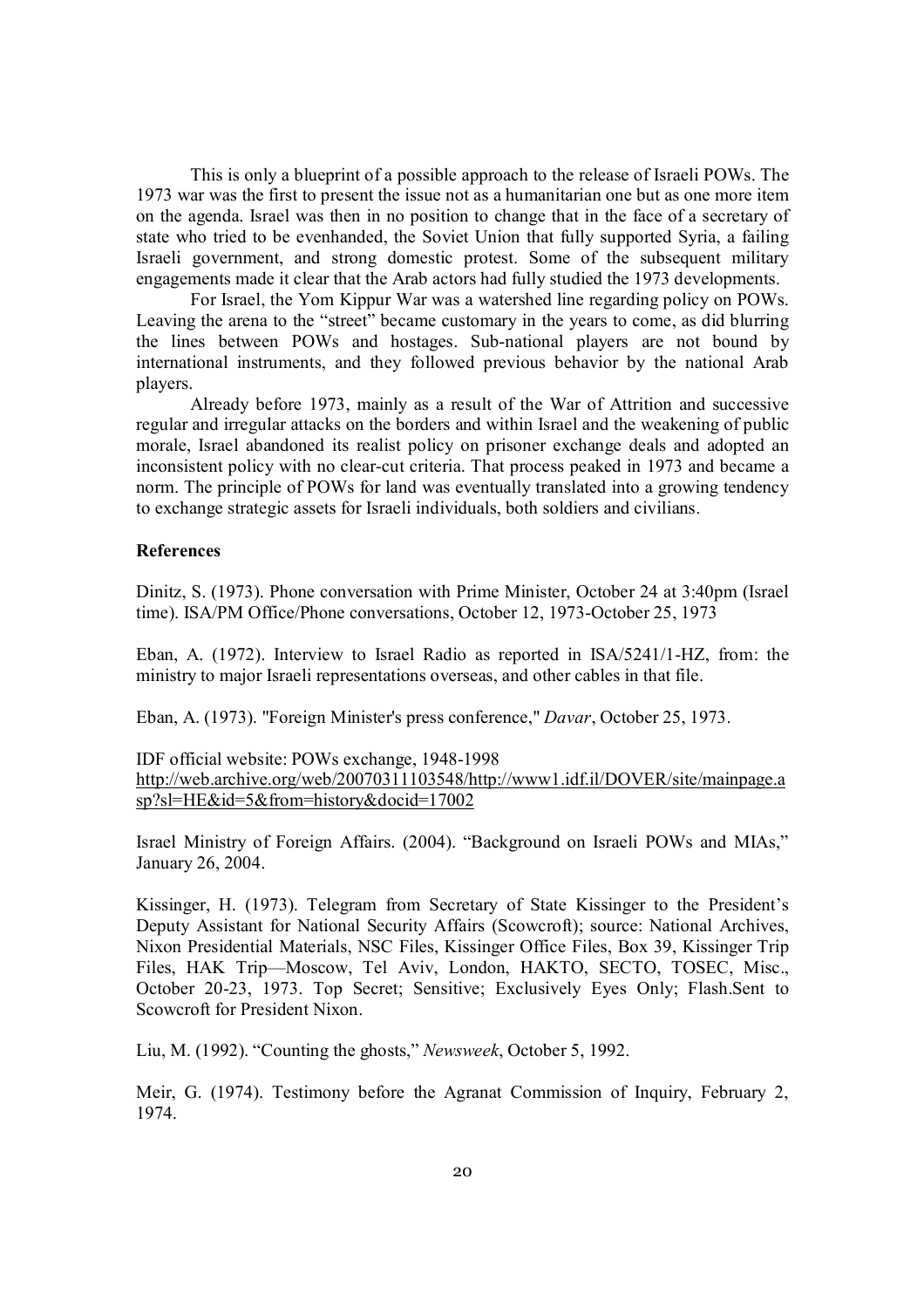This is only a blueprint of a possible approach to the release of Israeli POWs. The 1973 war was the first to present the issue not as a humanitarian one but as one more item on the agenda. Israel was then in no position to change that in the face of a secretary of state who tried to be evenhanded, the Soviet Union that fully supported Syria, a failing Israeli government, and strong domestic protest. Some of the subsequent military engagements made it clear that the Arab actors had fully studied the 1973 developments.

For Israel, the Yom Kippur War was a watershed line regarding policy on POWs. Leaving the arena to the "street" became customary in the years to come, as did blurring the lines between POWs and hostages. Sub-national players are not bound by international instruments, and they followed previous behavior by the national Arab players.

Already before 1973, mainly as a result of the War of Attrition and successive regular and irregular attacks on the borders and within Israel and the weakening of public morale, Israel abandoned its realist policy on prisoner exchange deals and adopted an inconsistent policy with no clear-cut criteria. That process peaked in 1973 and became a norm. The principle of POWs for land was eventually translated into a growing tendency to exchange strategic assets for Israeli individuals, both soldiers and civilians.

**References**

Dinitz, S. (1973). Phone conversation with Prime Minister, October 24 at 3:40pm (Israel time). ISA/PM Office/Phone conversations, October 12, 1973-October 25, 1973

Eban, A. (1972). Interview to Israel Radio as reported in ISA/5241/1-HZ, from: the ministry to major Israeli representations overseas, and other cables in that file.

Eban, A. (1973). "Foreign Minister's press conference," *Davar*, October 25, 1973.

IDF official website: POWs exchange, 1948-1998
http://web.archive.org/web/20070311103548/http://www1.idf.il/DOVER/site/mainpage.asp?sl=HE&id=5&from=history&docid=17002

Israel Ministry of Foreign Affairs. (2004). "Background on Israeli POWs and MIAs," January 26, 2004.

Kissinger, H. (1973). Telegram from Secretary of State Kissinger to the President's Deputy Assistant for National Security Affairs (Scowcroft); source: National Archives, Nixon Presidential Materials, NSC Files, Kissinger Office Files, Box 39, Kissinger Trip Files, HAK Trip—Moscow, Tel Aviv, London, HAKTO, SECTO, TOSEC, Misc., October 20-23, 1973. Top Secret; Sensitive; Exclusively Eyes Only; Flash.Sent to Scowcroft for President Nixon.

Liu, M. (1992). "Counting the ghosts," *Newsweek*, October 5, 1992.

Meir, G. (1974). Testimony before the Agranat Commission of Inquiry, February 2, 1974.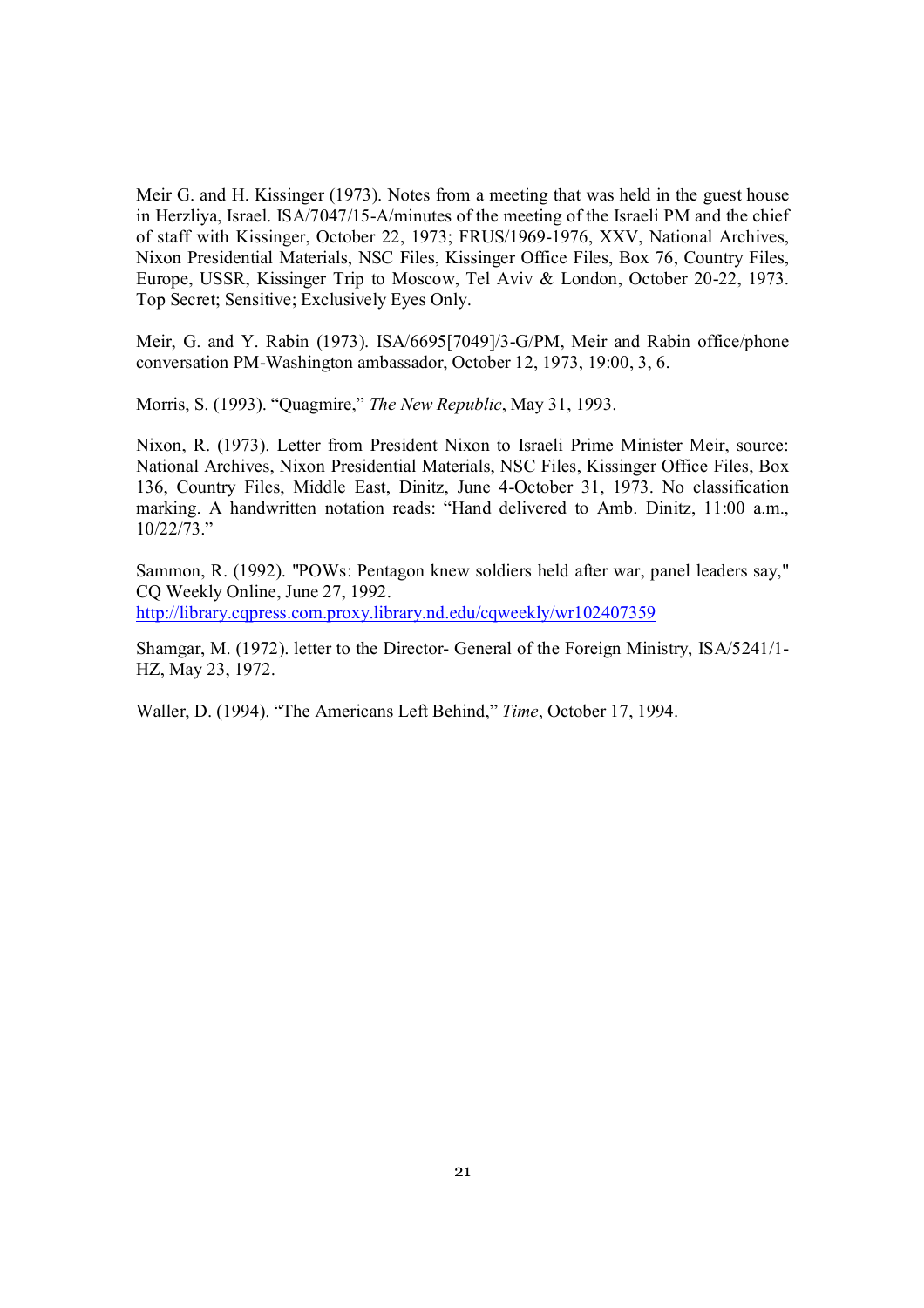Meir G. and H. Kissinger (1973). Notes from a meeting that was held in the guest house in Herzliya, Israel. ISA/7047/15-A/minutes of the meeting of the Israeli PM and the chief of staff with Kissinger, October 22, 1973; FRUS/1969-1976, XXV, National Archives, Nixon Presidential Materials, NSC Files, Kissinger Office Files, Box 76, Country Files, Europe, USSR, Kissinger Trip to Moscow, Tel Aviv & London, October 20-22, 1973. Top Secret; Sensitive; Exclusively Eyes Only.

Meir, G. and Y. Rabin (1973). ISA/6695[7049]/3-G/PM, Meir and Rabin office/phone conversation PM-Washington ambassador, October 12, 1973, 19:00, 3, 6.

Morris, S. (1993). "Quagmire," *The New Republic*, May 31, 1993.

Nixon, R. (1973). Letter from President Nixon to Israeli Prime Minister Meir, source: National Archives, Nixon Presidential Materials, NSC Files, Kissinger Office Files, Box 136, Country Files, Middle East, Dinitz, June 4-October 31, 1973. No classification marking. A handwritten notation reads: "Hand delivered to Amb. Dinitz, 11:00 a.m., 10/22/73."

Sammon, R. (1992). "POWs: Pentagon knew soldiers held after war, panel leaders say," CQ Weekly Online, June 27, 1992.
http://library.cqpress.com.proxy.library.nd.edu/cqweekly/wr102407359

Shamgar, M. (1972). letter to the Director- General of the Foreign Ministry, ISA/5241/1-HZ, May 23, 1972.

Waller, D. (1994). "The Americans Left Behind," *Time*, October 17, 1994.